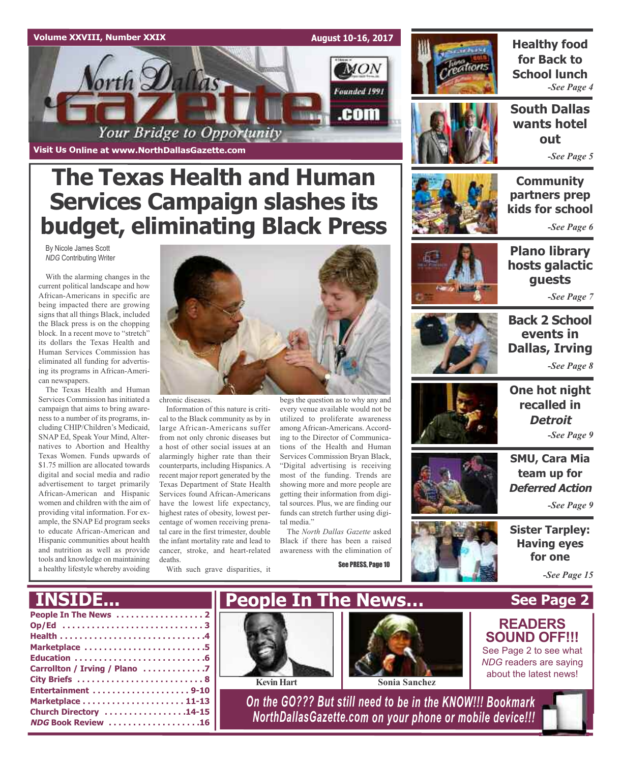Volume XXVIII, Number XXIX

August 10-16, 2017

# North Dallas Gazette

Founded 1991

.com

Your Bridge to Opportunity

Visit Us Online at www.NorthDallasGazette.com

# The Texas Health and Human Services Campaign slashes its budget, eliminating Black Press

By Nicole James Scott
*NDG* Contributing Writer

With the alarming changes in the current political landscape and how African-Americans in specific are being impacted there are growing signs that all things Black, included the Black press is on the chopping block. In a recent move to "stretch" its dollars the Texas Health and Human Services Commission has eliminated all funding for advertising its programs in African-American newspapers.

The Texas Health and Human Services Commission has initiated a campaign that aims to bring awareness to a number of its programs, including CHIP/Children's Medicaid, SNAP Ed, Speak Your Mind, Alternatives to Abortion and Healthy Texas Women. Funds upwards of $1.75 million are allocated towards digital and social media and radio advertisement to target primarily African-American and Hispanic women and children with the aim of providing vital information. For example, the SNAP Ed program seeks to educate African-American and Hispanic communities about health and nutrition as well as provide tools and knowledge on maintaining a healthy lifestyle whereby avoiding chronic diseases.

Information of this nature is critical to the Black community as by in large African-Americans suffer from not only chronic diseases but a host of other social issues at an alarmingly higher rate than their counterparts, including Hispanics. A recent major report generated by the Texas Department of State Health Services found African-Americans have the lowest life expectancy, highest rates of obesity, lowest percentage of women receiving prenatal care in the first trimester, double the infant mortality rate and lead to cancer, stroke, and heart-related deaths.

With such grave disparities, it begs the question as to why any and every venue available would not be utilized to proliferate awareness among African-Americans. According to the Director of Communications of the Health and Human Services Commission Bryan Black, "Digital advertising is receiving most of the funding. Trends are showing more and more people are getting their information from digital sources. Plus, we are finding our funds can stretch further using digital media."

The *North Dallas Gazette* asked Black if there has been a raised awareness with the elimination of

See PRESS, Page 10

**Healthy food for Back to School lunch**
*-See Page 4*

**South Dallas wants hotel out**
*-See Page 5*

**Community partners prep kids for school**
*-See Page 6*

**Plano library hosts galactic guests**
*-See Page 7*

**Back 2 School events in Dallas, Irving**
*-See Page 8*

**One hot night recalled in *Detroit***
*-See Page 9*

**SMU, Cara Mia team up for *Deferred Action***
*-See Page 9*

**Sister Tarpley: Having eyes for one**
*-See Page 15*

## INSIDE...

- People In The News .................. 2
- Op/Ed .................. 3
- Health .................. 4
- Marketplace .................. 5
- Education .................. 6
- Carrollton / Irving / Plano .................. 7
- City Briefs .................. 8
- Entertainment .................. 9-10
- Marketplace .................. 11-13
- Church Directory .................. 14-15
- *NDG* Book Review .................. 16

## People In The News... See Page 2

Kevin Hart

Sonia Sanchez

**READERS SOUND OFF!!!**

See Page 2 to see what *NDG* readers are saying about the latest news!

*On the GO??? But still need to be in the KNOW!!! Bookmark NorthDallasGazette.com on your phone or mobile device!!!*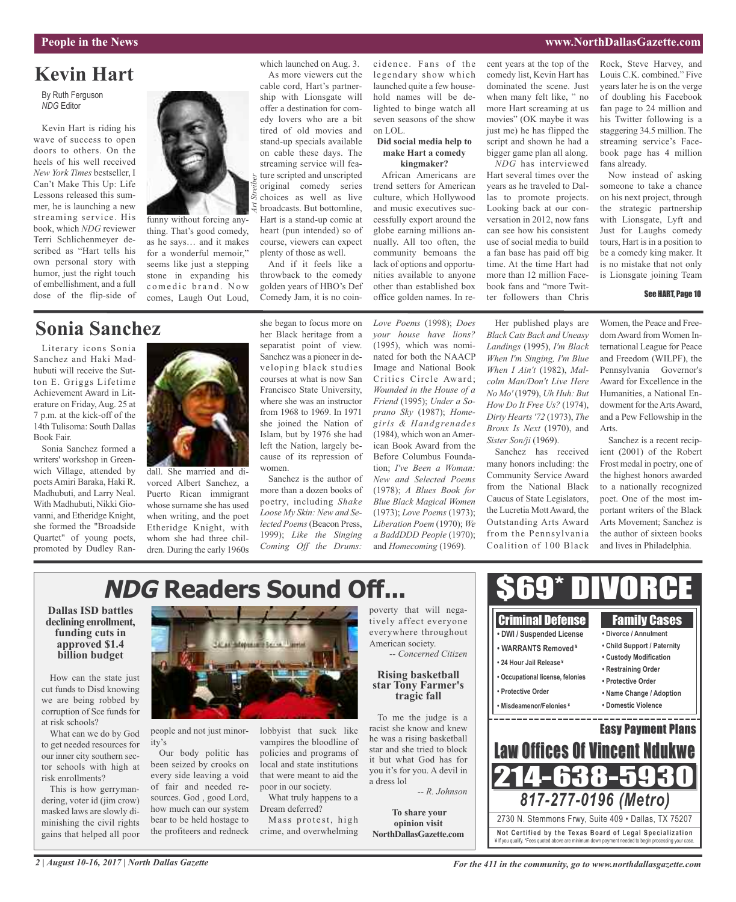# Kevin Hart

By Ruth Ferguson
*NDG* Editor

Kevin Hart is riding his wave of success to open doors to others. On the heels of his well received *New York Times* bestseller, I Can't Make This Up: Life Lessons released this summer, he is launching a new streaming service. His book, which *NDG* reviewer Terri Schlichenmeyer described as "Hart tells his own personal story with humor, just the right touch of embellishment, and a full dose of the flip-side of funny without forcing anything. That's good comedy, as he says… and it makes for a wonderful memoir," seems like just a stepping stone in expanding his comedic brand. Now comes, Laugh Out Loud, which launched on Aug. 3.

As more viewers cut the cable cord, Hart's partnership with Lionsgate will offer a destination for comedy lovers who are a bit tired of old movies and stand-up specials available on cable these days. The streaming service will feature scripted and unscripted original comedy series choices as well as live broadcasts. But bottomline, Hart is a stand-up comic at heart (pun intended) so of course, viewers can expect plenty of those as well.

And if it feels like a throwback to the comedy golden years of HBO's Def Comedy Jam, it is no coincidence. Fans of the legendary show which launched quite a few household names will be delighted to binge watch all seven seasons of the show on LOL.

**Did social media help to make Hart a comedy kingmaker?**

African Americans are trend setters for American culture, which Hollywood and music executives successfully export around the globe earning millions annually. All too often, the community bemoans the lack of options and opportunities available to anyone other than established box office golden names. In recent years at the top of the comedy list, Kevin Hart has dominated the scene. Just when many felt like, " no more Hart screaming at us movies" (OK maybe it was just me) he has flipped the script and shown he had a bigger game plan all along.

*NDG* has interviewed Hart several times over the years as he traveled to Dallas to promote projects. Looking back at our conversation in 2012, now fans can see how his consistent use of social media to build a fan base has paid off big time. At the time Hart had more than 12 million Facebook fans and "more Twitter followers than Chris Rock, Steve Harvey, and Louis C.K. combined." Five years later he is on the verge of doubling his Facebook fan page to 24 million and his Twitter following is a staggering 34.5 million. The streaming service's Facebook page has 4 million fans already.

Now instead of asking someone to take a chance on his next project, through the strategic partnership with Lionsgate, Lyft and Just for Laughs comedy tours, Hart is in a position to be a comedy king maker. It is no mistake that not only is Lionsgate joining Team

See HART, Page 10

# Sonia Sanchez

Literary icons Sonia Sanchez and Haki Madhubuti will receive the Sutton E. Griggs Lifetime Achievement Award in Literature on Friday, Aug. 25 at 7 p.m. at the kick-off of the 14th Tulisoma: South Dallas Book Fair.

Sonia Sanchez formed a writers' workshop in Greenwich Village, attended by poets Amiri Baraka, Haki R. Madhubuti, and Larry Neal. With Madhubuti, Nikki Giovanni, and Etheridge Knight, she formed the "Broadside Quartet" of young poets, promoted by Dudley Randall. She married and divorced Albert Sanchez, a Puerto Rican immigrant whose surname she has used when writing, and the poet Etheridge Knight, with whom she had three children. During the early 1960s she began to focus more on her Black heritage from a separatist point of view. Sanchez was a pioneer in developing black studies courses at what is now San Francisco State University, where she was an instructor from 1968 to 1969. In 1971 she joined the Nation of Islam, but by 1976 she had left the Nation, largely because of its repression of women.

Sanchez is the author of more than a dozen books of poetry, including *Shake Loose My Skin: New and Selected Poems* (Beacon Press, 1999); *Like the Singing Coming Off the Drums: Love Poems* (1998); *Does your house have lions?* (1995), which was nominated for both the NAACP Image and National Book Critics Circle Award; *Wounded in the House of a Friend* (1995); *Under a Soprano Sky* (1987); *Homegirls & Handgrenades* (1984), which won an American Book Award from the Before Columbus Foundation; *I've Been a Woman: New and Selected Poems* (1978); *A Blues Book for Blue Black Magical Women* (1973); *Love Poems* (1973); *Liberation Poem* (1970); *We a BaddDDD People* (1970); and *Homecoming* (1969).

Her published plays are *Black Cats Back and Uneasy Landings* (1995), *I'm Black When I'm Singing, I'm Blue When I Ain't* (1982), *Malcolm Man/Don't Live Here No Mo'* (1979), *Uh Huh: But How Do It Free Us?* (1974), *Dirty Hearts '72* (1973), *The Bronx Is Next* (1970), and *Sister Son/ji* (1969).

Sanchez has received many honors including: the Community Service Award from the National Black Caucus of State Legislators, the Lucretia Mott Award, the Outstanding Arts Award from the Pennsylvania Coalition of 100 Black Women, the Peace and Freedom Award from Women International League for Peace and Freedom (WILPF), the Pennsylvania Governor's Award for Excellence in the Humanities, a National Endowment for the Arts Award, and a Pew Fellowship in the Arts.

Sanchez is a recent recipient (2001) of the Robert Frost medal in poetry, one of the highest honors awarded to a nationally recognized poet. One of the most important writers of the Black Arts Movement; Sanchez is the author of sixteen books and lives in Philadelphia.

# *NDG* Readers Sound Off...

**Dallas ISD battles declining enrollment, funding cuts in approved $1.4 billion budget**

How can the state just cut funds to Disd knowing we are being robbed by corruption of Sce funds for at risk schools?

What can we do by God to get needed resources for our inner city southern sector schools with high at risk enrollments?

This is how gerrymandering, voter id (jim crow) masked laws are slowly diminishing the civil rights gains that helped all poor people and not just minority's

Our body politic has been seized by crooks on every side leaving a void of fair and needed resources. God , good Lord, how much can our system bear to be held hostage to the profiteers and redneck lobbyist that suck like vampires the bloodline of policies and programs of local and state institutions that were meant to aid the poor in our society.

What truly happens to a Dream deferred?

Mass protest, high crime, and overwhelming poverty that will negatively affect everyone everywhere throughout American society.

*-- Concerned Citizen*

**Rising basketball star Tony Farmer's tragic fall**

To me the judge is a racist she know and knew he was a rising basketball star and she tried to block it but what God has for you it's for you. A devil in a dress lol

*-- R. Johnson*

**To share your opinion visit NorthDallasGazette.com**

# $69* DIVORCE

**Criminal Defense**
- DWI / Suspended License
- WARRANTS Removed¥
- 24 Hour Jail Release¥
- Occupational license, felonies
- Protective Order
- Misdemeanor/Felonies¥

**Family Cases**
- Divorce / Annulment
- Child Support / Paternity
- Custody Modification
- Restraining Order
- Protective Order
- Name Change / Adoption
- Domestic Violence

**Easy Payment Plans**

**Law Offices Of Vincent Ndukwe**

**214-638-5930**

***817-277-0196 (Metro)***

2730 N. Stemmons Frwy, Suite 409 • Dallas, TX 75207

**Not Certified by the Texas Board of Legal Specialization**
¥ If you qualify. *Fees quoted above are minimum down payment needed to begin processing your case.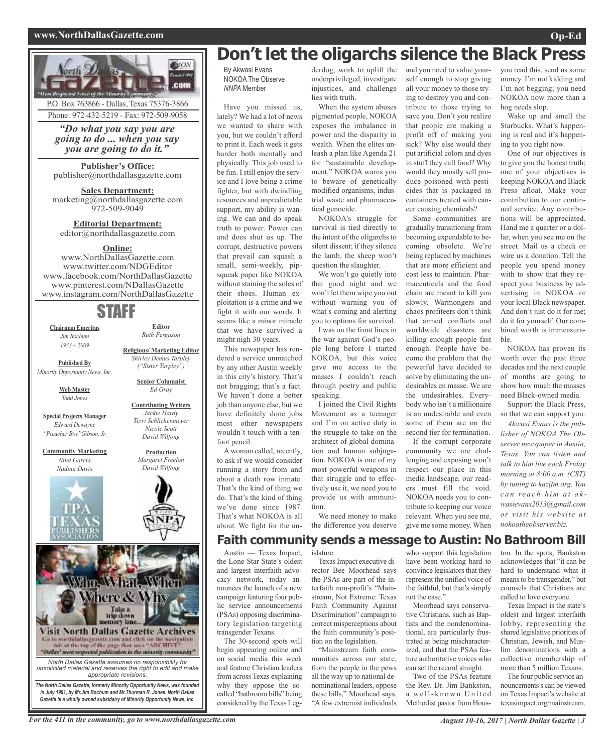P.O. Box 763866 - Dallas, Texas 75376-3866
Phone: 972-432-5219 - Fax: 972-509-9058

*"Do what you say you are going to do ... when you say you are going to do it."*

**Publisher's Office:**
publisher@northdallasgazette.com

**Sales Department:**
marketing@northdallasgazette.com
972-509-9049

**Editorial Department:**
editor@northdallasgazette.com

**Online:**
www.NorthDallasGazette.com
www.twitter.com/NDGEditor
www.facebook.com/NorthDallasGazette
www.pinterest.com/NDallasGazette
www.instagram.com/NorthDallasGazette

## STAFF

**Chairman Emeritus**
*Jim Bochum*
*1933 – 2009*

**Published By**
*Minority Opportunity News, Inc.*

**Web Master**
*Todd Jones*

**Special Projects Manager**
*Edward Dewayne "Preacher Boy" Gibson, Jr.*

**Community Marketing**
*Nina Garcia*
*Nadina Davis*

**Editor**
*Ruth Ferguson*

**Religious/ Marketing Editor**
*Shirley Demus Tarpley ("Sister Tarpley")*

**Senior Columnist**
*Ed Gray*

**Contributing Writers**
*Jackie Hardy*
*Terri Schlichenmeyer*
*Nicole Scott*
*David Wilfong*

**Production**
*Margaret Freelon*
*David Wilfong*

Who, What, When, Where & Why
Take a trip down memory lane...
Visit North Dallas Gazette Archives
Go to northdallasgazette.com and click on the navigation tab at the top of the page that says "ARCHIVE"
"Dallas' most respected publication in the minority community"

*North Dallas Gazette assumes no responsibility for unsolicited material and reserves the right to edit and make appropriate revisions.*

***The North Dallas Gazette, formerly Minority Opportunity News, was founded in July 1991, by Mr.Jim Bochum and Mr.Thurman R. Jones. North Dallas Gazette is a wholly owned subsidairy of Minority Opportunity News, Inc.***

# Don't let the oligarchs silence the Black Press

By Akwasi Evans
NOKOA The Observe
*NNPA* Member

Have you missed us, lately? We had a lot of news we wanted to share with you, but we couldn't afford to print it. Each week it gets harder both mentally and physically. This job used to be fun. I still enjoy the service and I love being a crime fighter, but with dwindling resources and unpredictable support, my ability is waning. We can and do speak truth to power. Power can and does shut us up. The corrupt, destructive powers that prevail can squash a small, semi-weekly, pipsqueak paper like NOKOA without staining the soles of their shoes. Human exploitation is a crime and we fight it with our words. It seems like a minor miracle that we have survived a might nigh 30 years.

This newspaper has rendered a service unmatched by any other Austin weekly in this city's history. That's not bragging; that's a fact. We haven't done a better job than anyone else, but we have definitely done jobs most other newspapers wouldn't touch with a ten-foot pencil.

A woman called, recently, to ask if we would consider running a story from and about a death row inmate. That's the kind of thing we do. That's the kind of thing we've done since 1987. That's what NOKOA is all about. We fight for the underdog, work to uplift the underprivileged, investigate injustices, and challenge lies with truth.

When the system abuses pigmented people, NOKOA exposes the imbalance in power and the disparity in wealth. When the elites unleash a plan like Agenda 21 for "sustainable development," NOKOA warns you to beware of genetically modified organisms, industrial waste and pharmaceutical genocide.

NOKOA's struggle for survival is tied directly to the intent of the oligarchs to silent dissent; if they silence the lamb, the sheep won't question the slaughter.

We won't go quietly into that good night and we won't let them wipe you out without warning you of what's coming and alerting you to options for survival.

I was on the front lines in the war against God's people long before I started NOKOA, but this voice gave me access to the masses I couldn't reach through poetry and public speaking.

I joined the Civil Rights Movement as a teenager and I'm on active duty in the struggle to take on the architect of global domination and human subjugation. NOKOA is one of my most powerful weapons in that struggle and to effectively use it, we need you to provide us with ammunition.

We need money to make the difference you deserve and you need to value yourself enough to stop giving all your money to those trying to destroy you and contribute to those trying to save you. Don't you realize that people are making a profit off of making you sick? Why else would they put artificial colors and dyes in stuff they call food? Why would they mostly sell produce poisoned with pesticides that is packaged in containers treated with cancer causing chemicals?

Some communities are gradually transitioning from becoming expendable to becoming obsolete. We're being replaced by machines that are more efficient and cost less to maintain. Pharmaceuticals and the food chain are meant to kill you slowly. Warmongers and chaos profiteers don't think that armed conflicts and worldwide disasters are killing enough people fast enough. People have become the problem that the powerful have decided to solve by eliminating the undesirables en masse. We are the undesirables. Everybody who isn't a millionaire is an undesirable and even some of them are on the second tier for termination.

If the corrupt corporate community we are challenging and exposing won't respect our place in this media landscape, our readers must fill the void. NOKOA needs you to contribute to keeping our voice relevant. When you see me, give me some money. When you read this, send us some money. I'm not kidding and I'm not begging; you need NOKOA now more than a hog needs slop.

Wake up and smell the Starbucks. What's happening is real and it's happening to you right now.

One of our objectives is to give you the honest truth; one of your objectives is keeping NOKOA and Black Press afloat. Make your contribution to our continued service. Any contributions will be appreciated. Hand me a quarter or a dollar, when you see me on the street. Mail us a check or wire us a donation. Tell the people you spend money with to show that they respect your business by advertising in NOKOA or your local Black newspaper. And don't just do it for me; do it for yourself. Our combined worth is immeasurable.

NOKOA has proven its worth over the past three decades and the next couple of months are going to show how much the masses need Black-owned media.

Support the Black Press, so that we can support you.

*Akwasi Evans is the publisher of NOKOA The Observer newspaper in Austin, Texas. You can listen and talk to him live each Friday morning at 8:00 a.m. (CST) by tuning to kazifm.org. You can reach him at akwasievans2013@gmail.com or visit his website at nokoatheobserver.biz.*

# Faith community sends a message to Austin: No Bathroom Bill

Austin — Texas Impact, the Lone Star State's oldest and largest interfaith advocacy network, today announces the launch of a new campaign featuring four public service announcements (PSAs) opposing discriminatory legislation targeting transgender Texans.

The 30-second spots will begin appearing online and on social media this week and feature Christian leaders from across Texas explaining why they oppose the so-called "bathroom bills" being considered by the Texas Legislature.

Texas Impact executive director Bee Moorhead says the PSAs are part of the interfaith non-profit's "Mainstream, Not Extreme: Texas Faith Community Against Discrimination" campaign to correct misperceptions about the faith community's position on the legislation.

"Mainstream faith communities across our state, from the people in the pews all the way up to national denominational leaders, oppose these bills," Moorhead says. "A few extremist individuals who support this legislation have been working hard to convince legislators that they represent the unified voice of the faithful, but that's simply not the case."

Moorhead says conservative Christians, such as Baptists and the nondenominational, are particularly frustrated at being mischaracterized, and that the PSAs feature authoritative voices who can set the record straight.

Two of the PSAs feature the Rev. Dr. Jim Bankston, a well-known United Methodist pastor from Houston. In the spots, Bankston acknowledges that "it can be hard to understand what it means to be transgender," but counsels that Christians are called to love everyone.

Texas Impact is the state's oldest and largest interfaith lobby, representing the shared legislative priorities of Christian, Jewish, and Muslim denominations with a collective membership of more than 5 million Texans.

The four public service announcements can be viewed on Texas Impact's website at texasimpact.org/mainstream.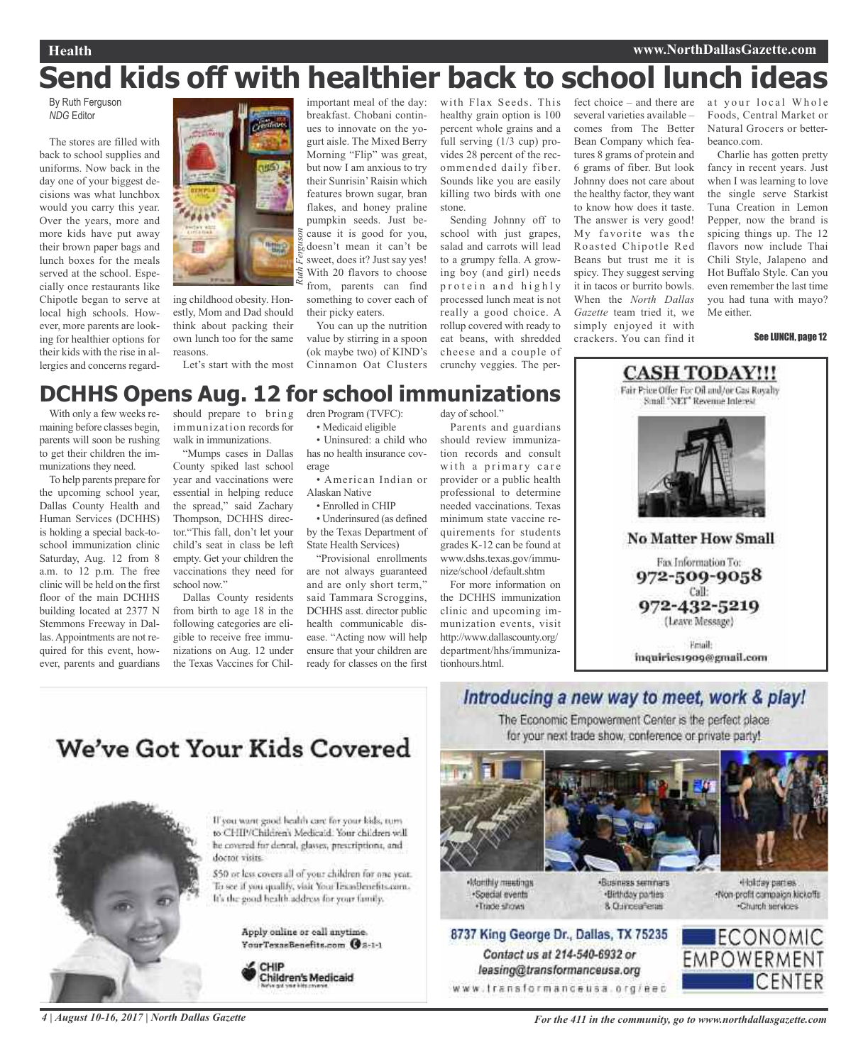# Send kids off with healthier back to school lunch ideas

By Ruth Ferguson
*NDG* Editor

The stores are filled with back to school supplies and uniforms. Now back in the day one of your biggest decisions was what lunchbox would you carry this year. Over the years, more and more kids have put away their brown paper bags and lunch boxes for the meals served at the school. Especially once restaurants like Chipotle began to serve at local high schools. However, more parents are looking for healthier options for their kids with the rise in allergies and concerns regarding childhood obesity. Honestly, Mom and Dad should think about packing their own lunch too for the same reasons.

*Ruth Ferguson*

Let's start with the most important meal of the day: breakfast. Chobani continues to innovate on the yogurt aisle. The Mixed Berry Morning "Flip" was great, but now I am anxious to try their Sunrisin' Raisin which features brown sugar, bran flakes, and honey praline pumpkin seeds. Just because it is good for you, doesn't mean it can't be sweet, does it? Just say yes! With 20 flavors to choose from, parents can find something to cover each of their picky eaters.

You can up the nutrition value by stirring in a spoon (ok maybe two) of KIND's Cinnamon Oat Clusters with Flax Seeds. This healthy grain option is 100 percent whole grains and a full serving (1/3 cup) provides 28 percent of the recommended daily fiber. Sounds like you are easily killing two birds with one stone.

Sending Johnny off to school with just grapes, salad and carrots will lead to a grumpy fella. A growing boy (and girl) needs protein and highly processed lunch meat is not really a good choice. A rollup covered with ready to eat beans, with shredded cheese and a couple of crunchy veggies. The perfect choice – and there are several varieties available – comes from The Better Bean Company which features 8 grams of protein and 6 grams of fiber. But look Johnny does not care about the healthy factor, they want to know how does it taste. The answer is very good! My favorite was the Roasted Chipotle Red Beans but trust me it is spicy. They suggest serving it in tacos or burrito bowls. When the *North Dallas Gazette* team tried it, we simply enjoyed it with crackers. You can find it at your local Whole Foods, Central Market or Natural Grocers or betterbeanco.com.

Charlie has gotten pretty fancy in recent years. Just when I was learning to love the single serve Starkist Tuna Creation in Lemon Pepper, now the brand is spicing things up. The 12 flavors now include Thai Chili Style, Jalapeno and Hot Buffalo Style. Can you even remember the last time you had tuna with mayo? Me either.

**See LUNCH, page 12**

# DCHHS Opens Aug. 12 for school immunizations

With only a few weeks remaining before classes begin, parents will soon be rushing to get their children the immunizations they need.

To help parents prepare for the upcoming school year, Dallas County Health and Human Services (DCHHS) is holding a special back-to-school immunization clinic Saturday, Aug. 12 from 8 a.m. to 12 p.m. The free clinic will be held on the first floor of the main DCHHS building located at 2377 N Stemmons Freeway in Dallas. Appointments are not required for this event, however, parents and guardians should prepare to bring immunization records for walk in immunizations.

"Mumps cases in Dallas County spiked last school year and vaccinations were essential in helping reduce the spread," said Zachary Thompson, DCHHS director."This fall, don't let your child's seat in class be left empty. Get your children the vaccinations they need for school now."

Dallas County residents from birth to age 18 in the following categories are eligible to receive free immunizations on Aug. 12 under the Texas Vaccines for Children Program (TVFC):

- Medicaid eligible
- Uninsured: a child who has no health insurance coverage
- American Indian or Alaskan Native
- Enrolled in CHIP
- Underinsured (as defined by the Texas Department of State Health Services)

"Provisional enrollments are not always guaranteed and are only short term," said Tammara Scroggins, DCHHS asst. director public health communicable disease. "Acting now will help ensure that your children are ready for classes on the first day of school."

Parents and guardians should review immunization records and consult with a primary care provider or a public health professional to determine needed vaccinations. Texas minimum state vaccine requirements for students grades K-12 can be found at www.dshs.texas.gov/immunize/school /default.shtm

For more information on the DCHHS immunization clinic and upcoming immunization events, visit http://www.dallascounty.org/department/hhs/immunizationhours.html.

---

**CASH TODAY!!!**

Fair Price Offer For Oil and/or Gas Royalty Small "NET" Revenue Interest

**No Matter How Small**

Fax Information To: **972-509-9058**

Call: **972-432-5219** (Leave Message)

Email: inquiries1909@gmail.com

---

## We've Got Your Kids Covered

If you want good health care for your kids, turn to CHIP/Children's Medicaid. Your children will be covered for dental, glasses, prescriptions, and doctor visits.

$50 or less covers all of your children for one year. To see if you qualify, visit YourTexasBenefits.com. It's the good health address for your family.

Apply online or call anytime. YourTexasBenefits.com 2-1-1

CHIP Children's Medicaid

---

## Introducing a new way to meet, work & play!

The Economic Empowerment Center is the perfect place for your next trade show, conference or private party!

- Monthly meetings
- Special events
- Trade shows
- Business seminars
- Birthday parties
- & Quinceañeras
- Holiday parties
- Non-profit campaign kickoffs
- Church services

**8737 King George Dr., Dallas, TX 75235**

Contact us at 214-540-6932 or leasing@transformanceusa.org

www.transformanceusa.org/eec

ECONOMIC EMPOWERMENT CENTER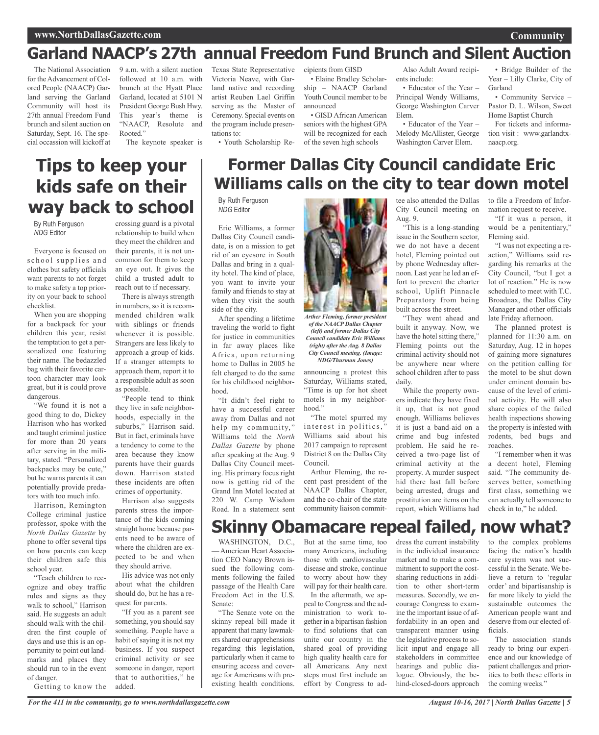# Garland NAACP's 27th annual Freedom Fund Brunch and Silent Auction

The National Association for the Advancement of Colored People (NAACP) Garland serving the Garland Community will host its 27th annual Freedom Fund brunch and silent auction on Saturday, Sept. 16. The special occassion will kickoff at 9 a.m. with a silent auction followed at 10 a.m. with brunch at the Hyatt Place Garland, located at 5101 N President George Bush Hwy. This year's theme is "NAACP, Resolute and Rooted."

The keynote speaker is Texas State Representative Victoria Neave, with Garland native and recording artist Reuben Lael Griffin serving as the Master of Ceremony. Special events on the program include presentations to:

- Youth Scholarship Recipients from GISD
- Elaine Bradley Scholarship – NAACP Garland Youth Council member to be announced
- GISD African American seniors with the highest GPA will be recognized for each of the seven high schools

Also Adult Award recipients include:

- Educator of the Year – Principal Wendy Williams, George Washington Carver Elem.
- Educator of the Year – Melody McAllister, George Washington Carver Elem.
- Bridge Builder of the Year – Lilly Clarke, City of Garland
- Community Service – Pastor D. L. Wilson, Sweet Home Baptist Church

For tickets and information visit : www.garlandtxnaacp.org.

# Tips to keep your kids safe on their way back to school

By Ruth Ferguson
*NDG* Editor

Everyone is focused on school supplies and clothes but safety officials want parents to not forget to make safety a top priority on your back to school checklist.

When you are shopping for a backpack for your children this year, resist the temptation to get a personalized one featuring their name. The bedazzled bag with their favorite cartoon character may look great, but it is could prove dangerous.

"We found it is not a good thing to do, Dickey Harrison who has worked and taught criminal justice for more than 20 years after serving in the military, stated. "Personalized backpacks may be cute," but he warns parents it can potentially provide predators with too much info.

Harrison, Remington College criminal justice professor, spoke with the *North Dallas Gazette* by phone to offer several tips on how parents can keep their children safe this school year.

"Teach children to recognize and obey traffic rules and signs as they walk to school," Harrison said. He suggests an adult should walk with the children the first couple of days and use this is an opportunity to point out landmarks and places they should run to in the event of danger.

Getting to know the crossing guard is a pivotal relationship to build when they meet the children and their parents, it is not uncommon for them to keep an eye out. It gives the child a trusted adult to reach out to if necessary.

There is always strength in numbers, so it is recommended children walk with siblings or friends whenever it is possible. Strangers are less likely to approach a group of kids. If a stranger attempts to approach them, report it to a responsible adult as soon as possible.

"People tend to think they live in safe neighborhoods, especially in the suburbs," Harrison said. But in fact, criminals have a tendency to come to the area because they know parents have their guards down. Harrison stated these incidents are often crimes of opportunity.

Harrison also suggests parents stress the importance of the kids coming straight home because parents need to be aware of where the children are expected to be and when they should arrive.

His advice was not only about what the children should do, but he has a request for parents.

"If you as a parent see something, you should say something. People have a habit of saying it is not my business. If you suspect criminal activity or see someone in danger, report that to authorities," he added.

# Former Dallas City Council candidate Eric Williams calls on the city to tear down motel

By Ruth Ferguson
*NDG* Editor

Eric Williams, a former Dallas City Council candidate, is on a mission to get rid of an eyesore in South Dallas and bring in a quality hotel. The kind of place, you want to invite your family and friends to stay at when they visit the south side of the city.

After spending a lifetime traveling the world to fight for justice in communities in far away places like Africa, upon returning home to Dallas in 2005 he felt charged to do the same for his childhood neighborhood.

"It didn't feel right to have a successful career away from Dallas and not help my community," Williams told the *North Dallas Gazette* by phone after speaking at the Aug. 9 Dallas City Council meeting. His primary focus right now is getting rid of the Grand Inn Motel located at 220 W. Camp Wisdom Road. In a statement sent announcing a protest this Saturday, Williams stated, "Time is up for hot sheet motels in my neighborhood."

***Arther Fleming, former president of the NAACP Dallas Chapter (left) and former Dallas City Council candidate Eric Williams (right) after the Aug. 8 Dallas City Council meeting. (Image: NDG/Thurman Jones)***

"The motel spurred my interest in politics," Williams said about his 2017 campaign to represent District 8 on the Dallas City Council.

Arthur Fleming, the recent past president of the NAACP Dallas Chapter, and the co-chair of the state community liaison committee also attended the Dallas City Council meeting on Aug. 9.

"This is a long-standing issue in the Southern sector, we do not have a decent hotel, Fleming pointed out by phone Wednesday afternoon. Last year he led an effort to prevent the charter school, Uplift Pinnacle Preparatory from being built across the street.

"They went ahead and built it anyway. Now, we have the hotel sitting there," Fleming points out the criminal activity should not be anywhere near where school children after to pass daily.

While the property owners indicate they have fixed it up, that is not good enough. Williams believes it is just a band-aid on a crime and bug infested problem. He said he received a two-page list of criminal activity at the property. A murder suspect hid there last fall before being arrested, drugs and prostitution are items on the report, which Williams had to file a Freedom of Information request to receive.

"If it was a person, it would be a penitentiary," Fleming said.

"I was not expecting a reaction," Williams said regarding his remarks at the City Council, "but I got a lot of reaction." He is now scheduled to meet with T.C. Broadnax, the Dallas City Manager and other officials late Friday afternoon.

The planned protest is planned for 11:30 a.m. on Saturday, Aug. 12 in hopes of gaining more signatures on the petition calling for the motel to be shut down under eminent domain because of the level of criminal activity. He will also share copies of the failed health inspections showing the property is infested with rodents, bed bugs and roaches.

"I remember when it was a decent hotel, Fleming said. "The community deserves better, something first class, something we can actually tell someone to check in to," he added.

# Skinny Obamacare repeal failed, now what?

WASHINGTON, D.C., — American Heart Association CEO Nancy Brown issued the following comments following the failed passage of the Health Care Freedom Act in the U.S. Senate:

"The Senate vote on the skinny repeal bill made it apparent that many lawmakers shared our apprehensions regarding this legislation, particularly when it came to ensuring access and coverage for Americans with preexisting health conditions. But at the same time, too many Americans, including those with cardiovascular disease and stroke, continue to worry about how they will pay for their health care.

In the aftermath, we appeal to Congress and the administration to work together in a bipartisan fashion to find solutions that can unite our country in the shared goal of providing high quality health care for all Americans. Any next steps must first include an effort by Congress to address the current instability in the individual insurance market and to make a commitment to support the cost-sharing reductions in addition to other short-term measures. Secondly, we encourage Congress to examine the important issue of affordability in an open and transparent manner using the legislative process to solicit input and engage all stakeholders in committee hearings and public dialogue. Obviously, the behind-closed-doors approach to the complex problems facing the nation's health care system was not successful in the Senate. We believe a return to 'regular order' and bipartisanship is far more likely to yield the sustainable outcomes the American people want and deserve from our elected officials.

The association stands ready to bring our experience and our knowledge of patient challenges and priorities to both these efforts in the coming weeks."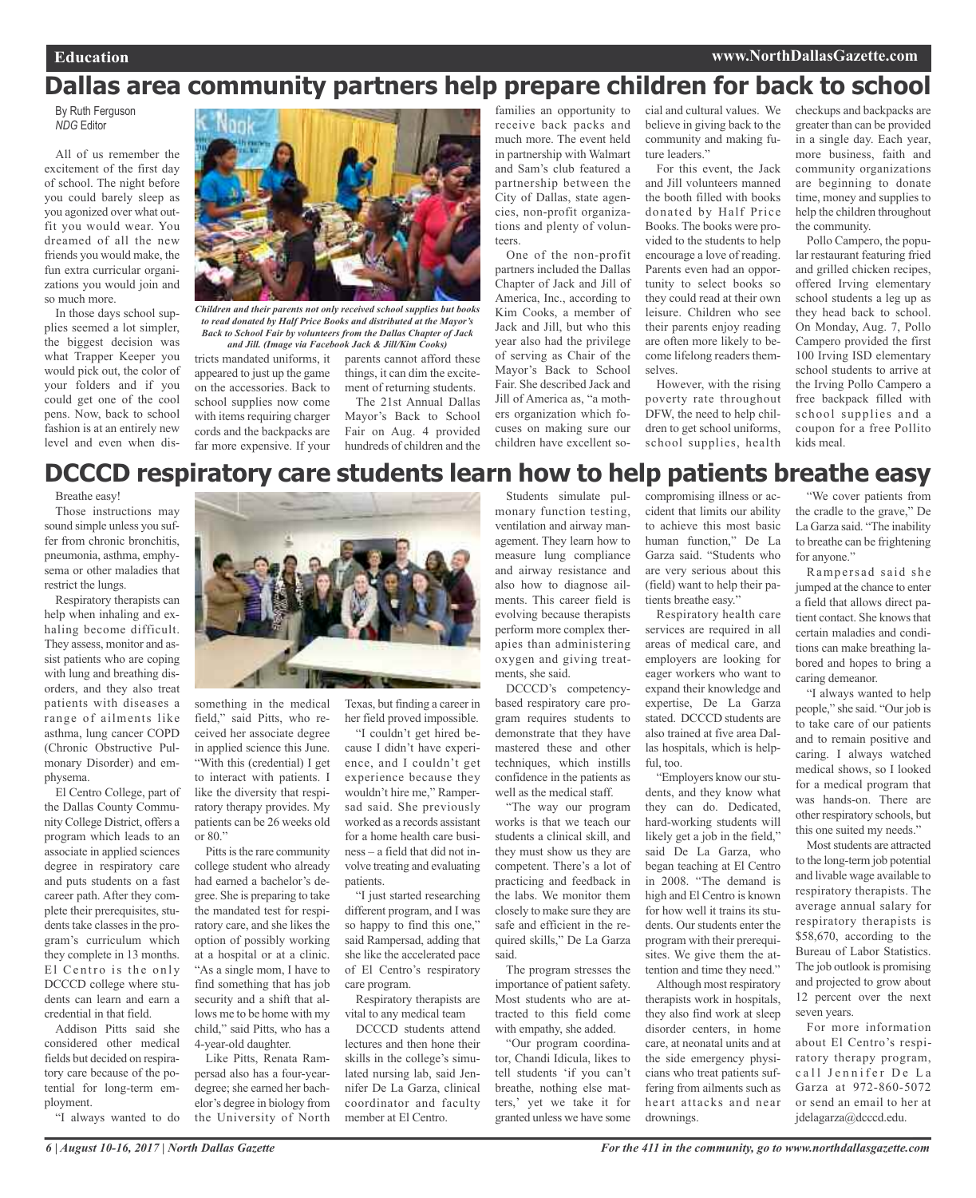# Dallas area community partners help prepare children for back to school

By Ruth Ferguson
*NDG* Editor

All of us remember the excitement of the first day of school. The night before you could barely sleep as you agonized over what outfit you would wear. You dreamed of all the new friends you would make, the fun extra curricular organizations you would join and so much more.

In those days school supplies seemed a lot simpler, the biggest decision was what Trapper Keeper you would pick out, the color of your folders and if you could get one of the cool pens. Now, back to school fashion is at an entirely new level and even when districts mandated uniforms, it appeared to just up the game on the accessories. Back to school supplies now come with items requiring charger cords and the backpacks are far more expensive. If your parents cannot afford these things, it can dim the excitement of returning students.

***Children and their parents not only received school supplies but books to read donated by Half Price Books and distributed at the Mayor's Back to School Fair by volunteers from the Dallas Chapter of Jack and Jill. (Image via Facebook Jack & Jill/Kim Cooks)***

The 21st Annual Dallas Mayor's Back to School Fair on Aug. 4 provided hundreds of children and the families an opportunity to receive back packs and much more. The event held in partnership with Walmart and Sam's club featured a partnership between the City of Dallas, state agencies, non-profit organizations and plenty of volunteers.

One of the non-profit partners included the Dallas Chapter of Jack and Jill of America, Inc., according to Kim Cooks, a member of Jack and Jill, but who this year also had the privilege of serving as Chair of the Mayor's Back to School Fair. She described Jack and Jill of America as, "a mothers organization which focuses on making sure our children have excellent social and cultural values. We believe in giving back to the community and making future leaders."

For this event, the Jack and Jill volunteers manned the booth filled with books donated by Half Price Books. The books were provided to the students to help encourage a love of reading. Parents even had an opportunity to select books so they could read at their own leisure. Children who see their parents enjoy reading are often more likely to become lifelong readers themselves.

However, with the rising poverty rate throughout DFW, the need to help children to get school uniforms, school supplies, health checkups and backpacks are greater than can be provided in a single day. Each year, more business, faith and community organizations are beginning to donate time, money and supplies to help the children throughout the community.

Pollo Campero, the popular restaurant featuring fried and grilled chicken recipes, offered Irving elementary school students a leg up as they head back to school. On Monday, Aug. 7, Pollo Campero provided the first 100 Irving ISD elementary school students to arrive at the Irving Pollo Campero a free backpack filled with school supplies and a coupon for a free Pollito kids meal.

# DCCCD respiratory care students learn how to help patients breathe easy

Breathe easy!

Those instructions may sound simple unless you suffer from chronic bronchitis, pneumonia, asthma, emphysema or other maladies that restrict the lungs.

Respiratory therapists can help when inhaling and exhaling become difficult. They assess, monitor and assist patients who are coping with lung and breathing disorders, and they also treat patients with diseases a range of ailments like asthma, lung cancer COPD (Chronic Obstructive Pulmonary Disorder) and emphysema.

El Centro College, part of the Dallas County Community College District, offers a program which leads to an associate in applied sciences degree in respiratory care and puts students on a fast career path. After they complete their prerequisites, students take classes in the program's curriculum which they complete in 13 months. El Centro is the only DCCCD college where students can learn and earn a credential in that field.

Addison Pitts said she considered other medical fields but decided on respiratory care because of the potential for long-term employment.

"I always wanted to do something in the medical field," said Pitts, who received her associate degree in applied science this June. "With this (credential) I get to interact with patients. I like the diversity that respiratory therapy provides. My patients can be 26 weeks old or 80."

Pitts is the rare community college student who already had earned a bachelor's degree. She is preparing to take the mandated test for respiratory care, and she likes the option of possibly working at a hospital or at a clinic. "As a single mom, I have to find something that has job security and a shift that allows me to be home with my child," said Pitts, who has a 4-year-old daughter.

Like Pitts, Renata Rampersad also has a four-year-degree; she earned her bachelor's degree in biology from the University of North Texas, but finding a career in her field proved impossible.

"I couldn't get hired because I didn't have experience, and I couldn't get experience because they wouldn't hire me," Rampersad said. She previously worked as a records assistant for a home health care business – a field that did not involve treating and evaluating patients.

"I just started researching different program, and I was so happy to find this one," said Rampersad, adding that she like the accelerated pace of El Centro's respiratory care program.

Respiratory therapists are vital to any medical team

DCCCD students attend lectures and then hone their skills in the college's simulated nursing lab, said Jennifer De La Garza, clinical coordinator and faculty member at El Centro.

Students simulate pulmonary function testing, ventilation and airway management. They learn how to measure lung compliance and airway resistance and also how to diagnose ailments. This career field is evolving because therapists perform more complex therapies than administering oxygen and giving treatments, she said.

DCCCD's competency-based respiratory care program requires students to demonstrate that they have mastered these and other techniques, which instills confidence in the patients as well as the medical staff.

"The way our program works is that we teach our students a clinical skill, and they must show us they are competent. There's a lot of practicing and feedback in the labs. We monitor them closely to make sure they are safe and efficient in the required skills," De La Garza said.

The program stresses the importance of patient safety. Most students who are attracted to this field come with empathy, she added.

"Our program coordinator, Chandi Idicula, likes to tell students 'if you can't breathe, nothing else matters,' yet we take it for granted unless we have some compromising illness or accident that limits our ability to achieve this most basic human function," De La Garza said. "Students who are very serious about this (field) want to help their patients breathe easy."

Respiratory health care services are required in all areas of medical care, and employers are looking for eager workers who want to expand their knowledge and expertise, De La Garza stated. DCCCD students are also trained at five area Dallas hospitals, which is helpful, too.

"Employers know our students, and they know what they can do. Dedicated, hard-working students will likely get a job in the field," said De La Garza, who began teaching at El Centro in 2008. "The demand is high and El Centro is known for how well it trains its students. Our students enter the program with their prerequisites. We give them the attention and time they need."

Although most respiratory therapists work in hospitals, they also find work at sleep disorder centers, in home care, at neonatal units and at the side emergency physicians who treat patients suffering from ailments such as heart attacks and near drownings.

"We cover patients from the cradle to the grave," De La Garza said. "The inability to breathe can be frightening for anyone."

Rampersad said she jumped at the chance to enter a field that allows direct patient contact. She knows that certain maladies and conditions can make breathing labored and hopes to bring a caring demeanor.

"I always wanted to help people," she said. "Our job is to take care of our patients and to remain positive and caring. I always watched medical shows, so I looked for a medical program that was hands-on. There are other respiratory schools, but this one suited my needs."

Most students are attracted to the long-term job potential and livable wage available to respiratory therapists. The average annual salary for respiratory therapists is $58,670, according to the Bureau of Labor Statistics. The job outlook is promising and projected to grow about 12 percent over the next seven years.

For more information about El Centro's respiratory therapy program, call Jennifer De La Garza at 972-860-5072 or send an email to her at jdelagarza@dcccd.edu.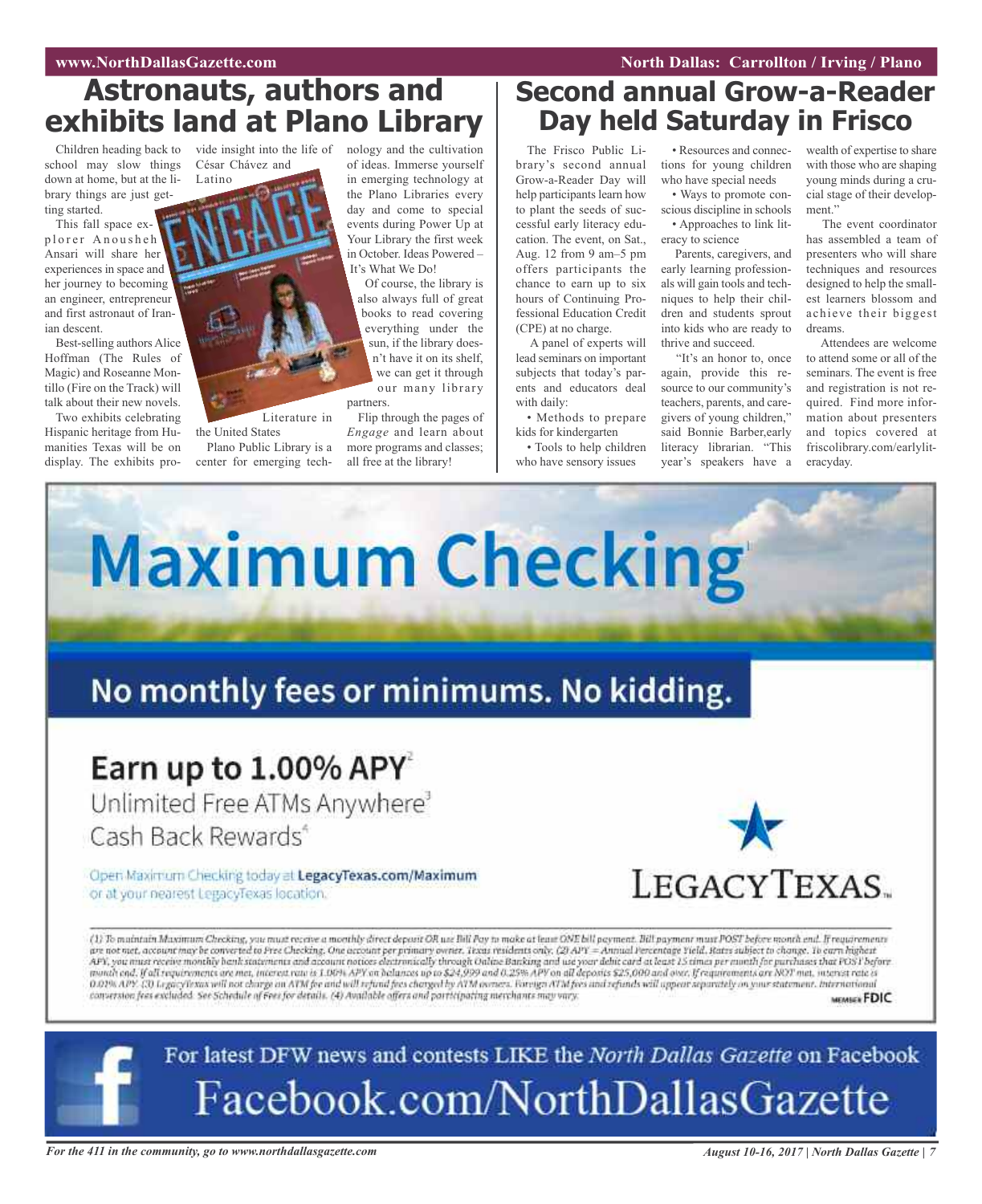# Astronauts, authors and exhibits land at Plano Library

Children heading back to school may slow things down at home, but at the library things are just getting started.

This fall space explorer Anousheh Ansari will share her experiences in space and her journey to becoming an engineer, entrepreneur and first astronaut of Iranian descent.

Best-selling authors Alice Hoffman (The Rules of Magic) and Roseanne Montillo (Fire on the Track) will talk about their new novels.

Two exhibits celebrating Hispanic heritage from Humanities Texas will be on display. The exhibits provide insight into the life of César Chávez and Latino Literature in the United States

Plano Public Library is a center for emerging technology and the cultivation of ideas. Immerse yourself in emerging technology at the Plano Libraries every day and come to special events during Power Up at Your Library the first week in October. Ideas Powered – It's What We Do!

Of course, the library is also always full of great books to read covering everything under the sun, if the library doesn't have it on its shelf, we can get it through our many library partners.

Flip through the pages of *Engage* and learn about more programs and classes; all free at the library!

# Second annual Grow-a-Reader Day held Saturday in Frisco

The Frisco Public Library's second annual Grow-a-Reader Day will help participants learn how to plant the seeds of successful early literacy education. The event, on Sat., Aug. 12 from 9 am–5 pm offers participants the chance to earn up to six hours of Continuing Professional Education Credit (CPE) at no charge.

A panel of experts will lead seminars on important subjects that today's parents and educators deal with daily:

- Methods to prepare kids for kindergarten
- Tools to help children who have sensory issues
- Resources and connections for young children who have special needs
- Ways to promote conscious discipline in schools
- Approaches to link literacy to science

Parents, caregivers, and early learning professionals will gain tools and techniques to help their children and students sprout into kids who are ready to thrive and succeed.

"It's an honor to, once again, provide this resource to our community's teachers, parents, and caregivers of young children," said Bonnie Barber,early literacy librarian. "This year's speakers have a wealth of expertise to share with those who are shaping young minds during a crucial stage of their development."

The event coordinator has assembled a team of presenters who will share techniques and resources designed to help the smallest learners blossom and achieve their biggest dreams.

Attendees are welcome to attend some or all of the seminars. The event is free and registration is not required. Find more information about presenters and topics covered at friscolibrary.com/earlyliteracyday.

# Maximum Checking[1]

## No monthly fees or minimums. No kidding.

## Earn up to 1.00% APY[2]

Unlimited Free ATMs Anywhere[3]

Cash Back Rewards[4]

Open Maximum Checking today at **LegacyTexas.com/Maximum** or at your nearest LegacyTexas location.

LEGACYTEXAS.

(1) To maintain Maximum Checking, you must receive a monthly direct deposit OR use Bill Pay to make at least ONE bill payment. Bill payment must POST before month end. If requirements are not met, account may be converted to Free Checking. One account per primary owner. Texas residents only. (2) APY = Annual Percentage Yield. Rates subject to change. To earn highest APY, you must receive monthly bank statements and account notices electronically through Online Banking and use your debit card at least 15 times per month for purchases that POST before month end. If all requirements are met, interest rate is 1.00% APY on balances up to $24,999 and 0.25% APY on all deposits $25,000 and over. If requirements are NOT met, interest rate is 0.01% APY. (3) LegacyTexas will not charge an ATM fee and will refund fees charged by ATM owners. Foreign ATM fees and refunds will appear separately on your statement. International conversion fees excluded. See Schedule of Fees for details. (4) Available offers and participating merchants may vary.

MEMBER FDIC

For latest DFW news and contests LIKE the *North Dallas Gazette* on Facebook

Facebook.com/NorthDallasGazette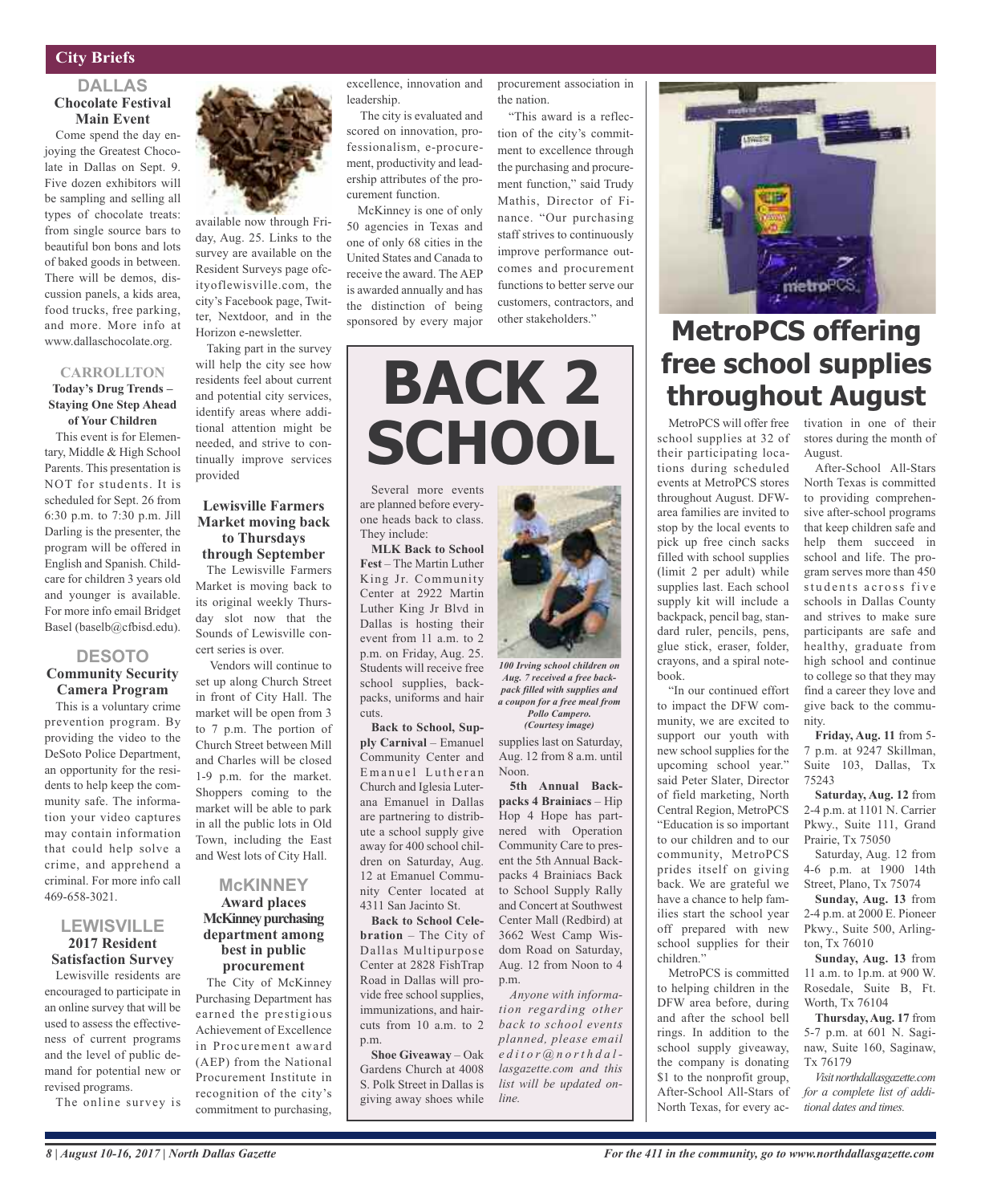## City Briefs

### DALLAS

**Chocolate Festival Main Event**

Come spend the day enjoying the Greatest Chocolate in Dallas on Sept. 9. Five dozen exhibitors will be sampling and selling all types of chocolate treats: from single source bars to beautiful bon bons and lots of baked goods in between. There will be demos, discussion panels, a kids area, food trucks, free parking, and more. More info at www.dallaschocolate.org.

### CARROLLTON

**Today's Drug Trends – Staying One Step Ahead of Your Children**

This event is for Elementary, Middle & High School Parents. This presentation is NOT for students. It is scheduled for Sept. 26 from 6:30 p.m. to 7:30 p.m. Jill Darling is the presenter, the program will be offered in English and Spanish. Childcare for children 3 years old and younger is available. For more info email Bridget Basel (baselb@cfbisd.edu).

### DESOTO

**Community Security Camera Program**

This is a voluntary crime prevention program. By providing the video to the DeSoto Police Department, an opportunity for the residents to help keep the community safe. The information your video captures may contain information that could help solve a crime, and apprehend a criminal. For more info call 469-658-3021.

### LEWISVILLE

**2017 Resident Satisfaction Survey**

Lewisville residents are encouraged to participate in an online survey that will be used to assess the effectiveness of current programs and the level of public demand for potential new or revised programs.

The online survey is available now through Friday, Aug. 25. Links to the survey are available on the Resident Surveys page ofcityoflewisville.com, the city's Facebook page, Twitter, Nextdoor, and in the Horizon e-newsletter.

Taking part in the survey will help the city see how residents feel about current and potential city services, identify areas where additional attention might be needed, and strive to continually improve services provided

**Lewisville Farmers Market moving back to Thursdays through September**

The Lewisville Farmers Market is moving back to its original weekly Thursday slot now that the Sounds of Lewisville concert series is over.

Vendors will continue to set up along Church Street in front of City Hall. The market will be open from 3 to 7 p.m. The portion of Church Street between Mill and Charles will be closed 1-9 p.m. for the market. Shoppers coming to the market will be able to park in all the public lots in Old Town, including the East and West lots of City Hall.

### McKINNEY

**Award places McKinney purchasing department among best in public procurement**

The City of McKinney Purchasing Department has earned the prestigious Achievement of Excellence in Procurement award (AEP) from the National Procurement Institute in recognition of the city's commitment to purchasing, excellence, innovation and leadership.

The city is evaluated and scored on innovation, professionalism, e-procurement, productivity and leadership attributes of the procurement function.

McKinney is one of only 50 agencies in Texas and one of only 68 cities in the United States and Canada to receive the award. The AEP is awarded annually and has the distinction of being sponsored by every major procurement association in the nation.

"This award is a reflection of the city's commitment to excellence through the purchasing and procurement function," said Trudy Mathis, Director of Finance. "Our purchasing staff strives to continuously improve performance outcomes and procurement functions to better serve our customers, contractors, and other stakeholders."

# BACK 2 SCHOOL

Several more events are planned before everyone heads back to class. They include:

**MLK Back to School Fest** – The Martin Luther King Jr. Community Center at 2922 Martin Luther King Jr Blvd in Dallas is hosting their event from 11 a.m. to 2 p.m. on Friday, Aug. 25. Students will receive free school supplies, backpacks, uniforms and hair cuts.

**Back to School, Supply Carnival** – Emanuel Community Center and Emanuel Lutheran Church and Iglesia Luterana Emanuel in Dallas are partnering to distribute a school supply give away for 400 school children on Saturday, Aug. 12 at Emanuel Community Center located at 4311 San Jacinto St.

**Back to School Celebration** – The City of Dallas Multipurpose Center at 2828 FishTrap Road in Dallas will provide free school supplies, immunizations, and haircuts from 10 a.m. to 2 p.m.

**Shoe Giveaway** – Oak Gardens Church at 4008 S. Polk Street in Dallas is giving away shoes while supplies last on Saturday, Aug. 12 from 8 a.m. until Noon.

*100 Irving school children on Aug. 7 received a free backpack filled with supplies and a coupon for a free meal from Pollo Campero. (Courtesy image)*

**5th Annual Backpacks 4 Brainiacs** – Hip Hop 4 Hope has partnered with Operation Community Care to present the 5th Annual Backpacks 4 Brainiacs Back to School Supply Rally and Concert at Southwest Center Mall (Redbird) at 3662 West Camp Wisdom Road on Saturday, Aug. 12 from Noon to 4 p.m.

*Anyone with information regarding other back to school events planned, please email editor@northdallasgazette.com and this list will be updated online.*

# MetroPCS offering free school supplies throughout August

MetroPCS will offer free school supplies at 32 of their participating locations during scheduled events at MetroPCS stores throughout August. DFW-area families are invited to stop by the local events to pick up free cinch sacks filled with school supplies (limit 2 per adult) while supplies last. Each school supply kit will include a backpack, pencil bag, standard ruler, pencils, pens, glue stick, eraser, folder, crayons, and a spiral notebook.

"In our continued effort to impact the DFW community, we are excited to support our youth with new school supplies for the upcoming school year." said Peter Slater, Director of field marketing, North Central Region, MetroPCS "Education is so important to our children and to our community, MetroPCS prides itself on giving back. We are grateful we have a chance to help families start the school year off prepared with new school supplies for their children."

MetroPCS is committed to helping children in the DFW area before, during and after the school bell rings. In addition to the school supply giveaway, the company is donating $1 to the nonprofit group, After-School All-Stars of North Texas, for every activation in one of their stores during the month of August.

After-School All-Stars North Texas is committed to providing comprehensive after-school programs that keep children safe and help them succeed in school and life. The program serves more than 450 students across five schools in Dallas County and strives to make sure participants are safe and healthy, graduate from high school and continue to college so that they may find a career they love and give back to the community.

**Friday, Aug. 11** from 5-7 p.m. at 9247 Skillman, Suite 103, Dallas, Tx 75243

**Saturday, Aug. 12** from 2-4 p.m. at 1101 N. Carrier Pkwy., Suite 111, Grand Prairie, Tx 75050

Saturday, Aug. 12 from 4-6 p.m. at 1900 14th Street, Plano, Tx 75074

**Sunday, Aug. 13** from 2-4 p.m. at 2000 E. Pioneer Pkwy., Suite 500, Arlington, Tx 76010

**Sunday, Aug. 13** from 11 a.m. to 1p.m. at 900 W. Rosedale, Suite B, Ft. Worth, Tx 76104

**Thursday, Aug. 17** from 5-7 p.m. at 601 N. Saginaw, Suite 160, Saginaw, Tx 76179

*Visit northdallasgazette.com for a complete list of additional dates and times.*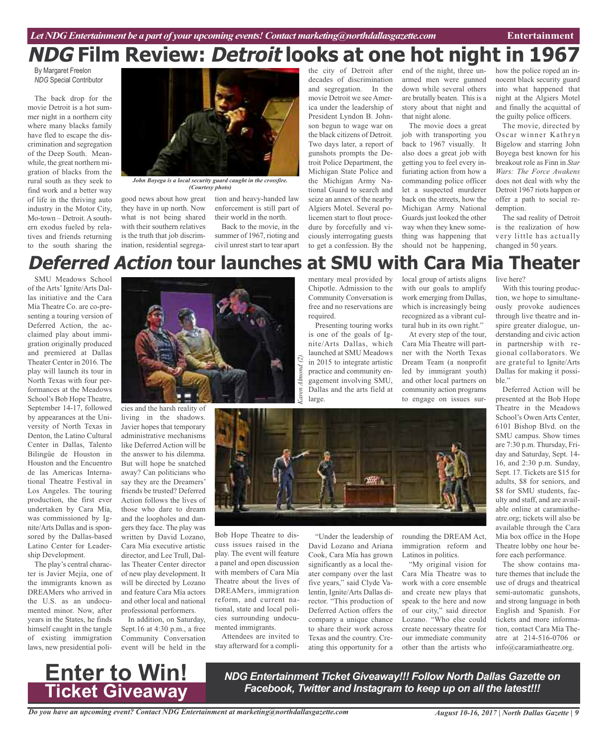# *NDG* Film Review: *Detroit* looks at one hot night in 1967

By Margaret Freelon
*NDG* Special Contributor

The back drop for the movie Detroit is a hot summer night in a northern city where many blacks family have fled to escape the discrimination and segregation of the Deep South. Meanwhile, the great northern migration of blacks from the rural south as they seek to find work and a better way of life in the thriving auto industry in the Motor City, Mo-town – Detroit. A southern exodus fueled by relatives and friends returning to the south sharing the good news about how great they have in up north. Now what is not being shared with their southern relatives is the truth that job discrimination, residential segregation and heavy-handed law enforcement is still part of their world in the north.

*John Boyega is a local security guard caught in the crossfire. (Courtesy photo)*

Back to the movie, in the summer of 1967, rioting and civil unrest start to tear apart the city of Detroit after decades of discrimination and segregation. In the movie Detroit we see America under the leadership of President Lyndon B. Johnson begun to wage war on the black citizens of Detroit. Two days later, a report of gunshots prompts the Detroit Police Department, the Michigan State Police and the Michigan Army National Guard to search and seize an annex of the nearby Algiers Motel. Several policemen start to flout procedure by forcefully and viciously interrogating guests to get a confession. By the end of the night, three unarmed men were gunned down while several others are brutally beaten. This is a story about that night and that night alone.

The movie does a great job with transporting you back to 1967 visually. It also does a great job with getting you to feel every infuriating action from how a commanding police officer let a suspected murderer back on the streets, how the Michigan Army National Guards just looked the other way when they knew something was happening that should not be happening, how the police roped an innocent black security guard into what happened that night at the Algiers Motel and finally the acquittal of the guilty police officers.

The movie, directed by Oscar winner Kathryn Bigelow and starring John Boyega best known for his breakout role as Finn in *Star Wars: The Force Awakens* does not deal with why the Detroit 1967 riots happen or offer a path to social redemption.

The sad reality of Detroit is the realization of how very little has actually changed in 50 years.

# *Deferred Action* tour launches at SMU with Cara Mia Theater

SMU Meadows School of the Arts' Ignite/Arts Dallas initiative and the Cara Mía Theatre Co. are co-presenting a touring version of Deferred Action, the acclaimed play about immigration originally produced and premiered at Dallas Theater Center in 2016. The play will launch its tour in North Texas with four performances at the Meadows School's Bob Hope Theatre, September 14-17, followed by appearances at the University of North Texas in Denton, the Latino Cultural Center in Dallas, Talento Bilingüe de Houston in Houston and the Encuentro de las Americas International Theatre Festival in Los Angeles. The touring production, the first ever undertaken by Cara Mía, was commissioned by Ignite/Arts Dallas and is sponsored by the Dallas-based Latino Center for Leadership Development.

The play's central character is Javier Mejía, one of the immigrants known as DREAMers who arrived in the U.S. as an undocumented minor. Now, after years in the States, he finds himself caught in the tangle of existing immigration laws, new presidential policies and the harsh reality of living in the shadows. Javier hopes that temporary administrative mechanisms like Deferred Action will be the answer to his dilemma. But will hope be snatched away? Can politicians who say they are the Dreamers' friends be trusted? Deferred Action follows the lives of those who dare to dream and the loopholes and dangers they face. The play was written by David Lozano, Cara Mía executive artistic director, and Lee Trull, Dallas Theater Center director of new play development. It will be directed by Lozano and feature Cara Mía actors and other local and national professional performers.

*Karen Almond (2)*

In addition, on Saturday, Sept.16 at 4:30 p.m., a free Community Conversation event will be held in the Bob Hope Theatre to discuss issues raised in the play. The event will feature a panel and open discussion with members of Cara Mía Theatre about the lives of DREAMers, immigration reform, and current national, state and local policies surrounding undocumented immigrants.

Attendees are invited to stay afterward for a complimentary meal provided by Chipotle. Admission to the Community Conversation is free and no reservations are required.

Presenting touring works is one of the goals of Ignite/Arts Dallas, which launched at SMU Meadows in 2015 to integrate artistic practice and community engagement involving SMU, Dallas and the arts field at large.

"Under the leadership of David Lozano and Ariana Cook, Cara Mía has grown significantly as a local theater company over the last five years," said Clyde Valentín, Ignite/Arts Dallas director. "This production of Deferred Action offers the company a unique chance to share their work across Texas and the country. Creating this opportunity for a local group of artists aligns with our goals to amplify work emerging from Dallas, which is increasingly being recognized as a vibrant cultural hub in its own right."

At every step of the tour, Cara Mía Theatre will partner with the North Texas Dream Team (a nonprofit led by immigrant youth) and other local partners on community action programs to engage on issues surrounding the DREAM Act, immigration reform and Latinos in politics.

"My original vision for Cara Mía Theatre was to work with a core ensemble and create new plays that speak to the here and now of our city," said director Lozano. "Who else could create necessary theatre for our immediate community other than the artists who live here?

With this touring production, we hope to simultaneously provoke audiences through live theatre and inspire greater dialogue, understanding and civic action in partnership with regional collaborators. We are grateful to Ignite/Arts Dallas for making it possible."

Deferred Action will be presented at the Bob Hope Theatre in the Meadows School's Owen Arts Center, 6101 Bishop Blvd. on the SMU campus. Show times are 7:30 p.m. Thursday, Friday and Saturday, Sept. 14-16, and 2:30 p.m. Sunday, Sept. 17. Tickets are $15 for adults, $8 for seniors, and $8 for SMU students, faculty and staff, and are available online at caramiatheatre.org; tickets will also be available through the Cara Mía box office in the Hope Theatre lobby one hour before each performance.

The show contains mature themes that include the use of drugs and theatrical semi-automatic gunshots, and strong language in both English and Spanish. For tickets and more information, contact Cara Mía Theatre at 214-516-0706 or info@caramiatheatre.org.

## Enter to Win! Ticket Giveaway

***NDG Entertainment Ticket Giveaway!!! Follow North Dallas Gazette on Facebook, Twitter and Instagram to keep up on all the latest!!!***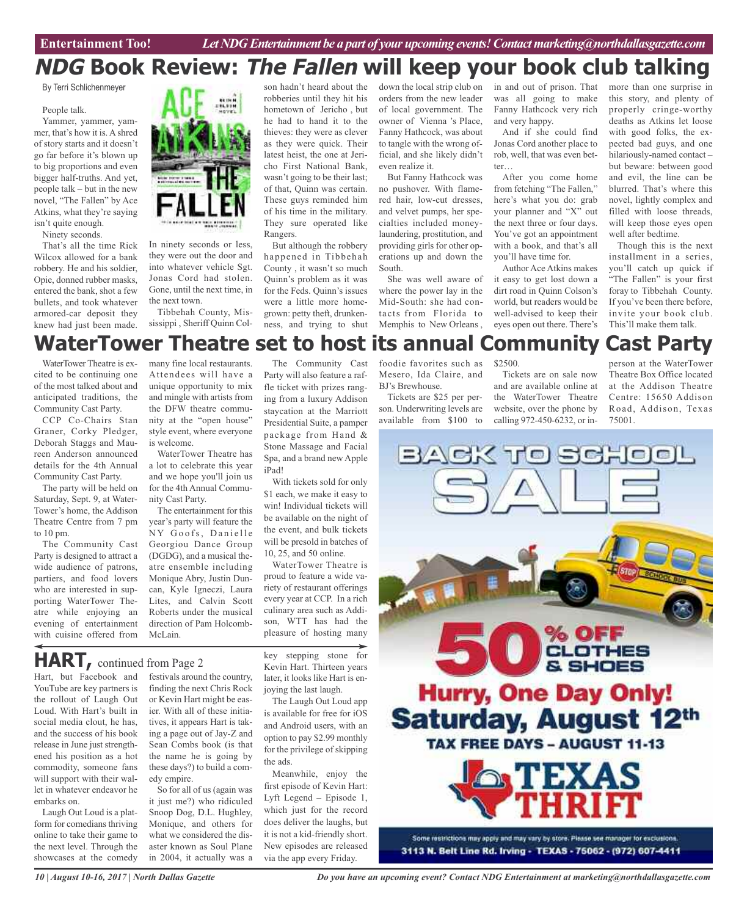# *NDG* Book Review: *The Fallen* will keep your book club talking

By Terri Schlichenmeyer

People talk.

Yammer, yammer, yammer, that's how it is. A shred of story starts and it doesn't go far before it's blown up to big proportions and even bigger half-truths. And yet, people talk – but in the new novel, "The Fallen" by Ace Atkins, what they're saying isn't quite enough.

Ninety seconds.

That's all the time Rick Wilcox allowed for a bank robbery. He and his soldier, Opie, donned rubber masks, entered the bank, shot a few bullets, and took whatever armored-car deposit they knew had just been made. In ninety seconds or less, they were out the door and into whatever vehicle Sgt. Jonas Cord had stolen. Gone, until the next time, in the next town.

Tibbehah County, Mississippi, Sheriff Quinn Colson hadn't heard about the robberies until they hit his hometown of Jericho, but he had to hand it to the thieves: they were as clever as they were quick. Their latest heist, the one at Jericho First National Bank, wasn't going to be their last; of that, Quinn was certain. These guys reminded him of his time in the military. They sure operated like Rangers.

But although the robbery happened in Tibbehah County, it wasn't so much Quinn's problem as it was for the Feds. Quinn's issues were a little more homegrown: petty theft, drunkenness, and trying to shut down the local strip club on orders from the new leader of local government. The owner of Vienna's Place, Fanny Hathcock, was about to tangle with the wrong official, and she likely didn't even realize it.

But Fanny Hathcock was no pushover. With flame-red hair, low-cut dresses, and velvet pumps, her specialties included money-laundering, prostitution, and providing girls for other operations up and down the South.

She was well aware of where the power lay in the Mid-South: she had contacts from Florida to Memphis to New Orleans, in and out of prison. That was all going to make Fanny Hathcock very rich and very happy.

And if she could find Jonas Cord another place to rob, well, that was even better…

After you come home from fetching "The Fallen," here's what you do: grab your planner and "X" out the next three or four days. You've got an appointment with a book, and that's all you'll have time for.

Author Ace Atkins makes it easy to get lost down a dirt road in Quinn Colson's world, but readers would be well-advised to keep their eyes open out there. There's more than one surprise in this story, and plenty of properly cringe-worthy deaths as Atkins let loose with good folks, the expected bad guys, and one hilariously-named contact – but beware: between good and evil, the line can be blurred. That's where this novel, lightly complex and filled with loose threads, will keep those eyes open well after bedtime.

Though this is the next installment in a series, you'll catch up quick if "The Fallen" is your first foray to Tibbehah County. If you've been there before, invite your book club. This'll make them talk.

# WaterTower Theatre set to host its annual Community Cast Party

WaterTower Theatre is excited to be continuing one of the most talked about and anticipated traditions, the Community Cast Party.

CCP Co-Chairs Stan Graner, Corky Pledger, Deborah Staggs and Maureen Anderson announced details for the 4th Annual Community Cast Party.

The party will be held on Saturday, Sept. 9, at WaterTower's home, the Addison Theatre Centre from 7 pm to 10 pm.

The Community Cast Party is designed to attract a wide audience of patrons, partiers, and food lovers who are interested in supporting WaterTower Theatre while enjoying an evening of entertainment with cuisine offered from many fine local restaurants. Attendees will have a unique opportunity to mix and mingle with artists from the DFW theatre community at the "open house" style event, where everyone is welcome.

WaterTower Theatre has a lot to celebrate this year and we hope you'll join us for the 4th Annual Community Cast Party.

The entertainment for this year's party will feature the NY Goofs, Danielle Georgiou Dance Group (DGDG), and a musical theatre ensemble including Monique Abry, Justin Duncan, Kyle Igneczi, Laura Lites, and Calvin Scott Roberts under the musical direction of Pam Holcomb-McLain.

The Community Cast Party will also feature a raffle ticket with prizes ranging from a luxury Addison staycation at the Marriott Presidential Suite, a pamper package from Hand & Stone Massage and Facial Spa, and a brand new Apple iPad!

With tickets sold for only $1 each, we make it easy to win! Individual tickets will be available on the night of the event, and bulk tickets will be presold in batches of 10, 25, and 50 online.

WaterTower Theatre is proud to feature a wide variety of restaurant offerings every year at CCP. In a rich culinary area such as Addison, WTT has had the pleasure of hosting many foodie favorites such as Mesero, Ida Claire, and BJ's Brewhouse.

Tickets are $25 per person. Underwriting levels are available from $100 to $2500.

Tickets are on sale now and are available online at the WaterTower Theatre website, over the phone by calling 972-450-6232, or in-person at the WaterTower Theatre Box Office located at the Addison Theatre Centre: 15650 Addison Road, Addison, Texas 75001.

## HART, continued from Page 2

Hart, but Facebook and YouTube are key partners is the rollout of Laugh Out Loud. With Hart's built in social media clout, he has, and the success of his book release in June just strengthened his position as a hot commodity, someone fans will support with their wallet in whatever endeavor he embarks on.

Laugh Out Loud is a platform for comedians thriving online to take their game to the next level. Through the showcases at the comedy festivals around the country, finding the next Chris Rock or Kevin Hart might be easier. With all of these initiatives, it appears Hart is taking a page out of Jay-Z and Sean Combs book (is that the name he is going by these days?) to build a comedy empire.

So for all of us (again was it just me?) who ridiculed Snoop Dog, D.L. Hughley, Monique, and others for what we considered the disaster known as Soul Plane in 2004, it actually was a key stepping stone for Kevin Hart. Thirteen years later, it looks like Hart is enjoying the last laugh.

The Laugh Out Loud app is available for free for iOS and Android users, with an option to pay $2.99 monthly for the privilege of skipping the ads.

Meanwhile, enjoy the first episode of Kevin Hart: Lyft Legend – Episode 1, which just for the record does deliver the laughs, but it is not a kid-friendly short. New episodes are released via the app every Friday.

BACK TO SCHOOL SALE

50% OFF CLOTHES & SHOES

Hurry, One Day Only! Saturday, August 12th

TAX FREE DAYS – AUGUST 11-13

TEXAS THRIFT

Some restrictions may apply and may vary by store. Please see manager for exclusions.

3113 N. Belt Line Rd. Irving - TEXAS - 75062 - (972) 607-4411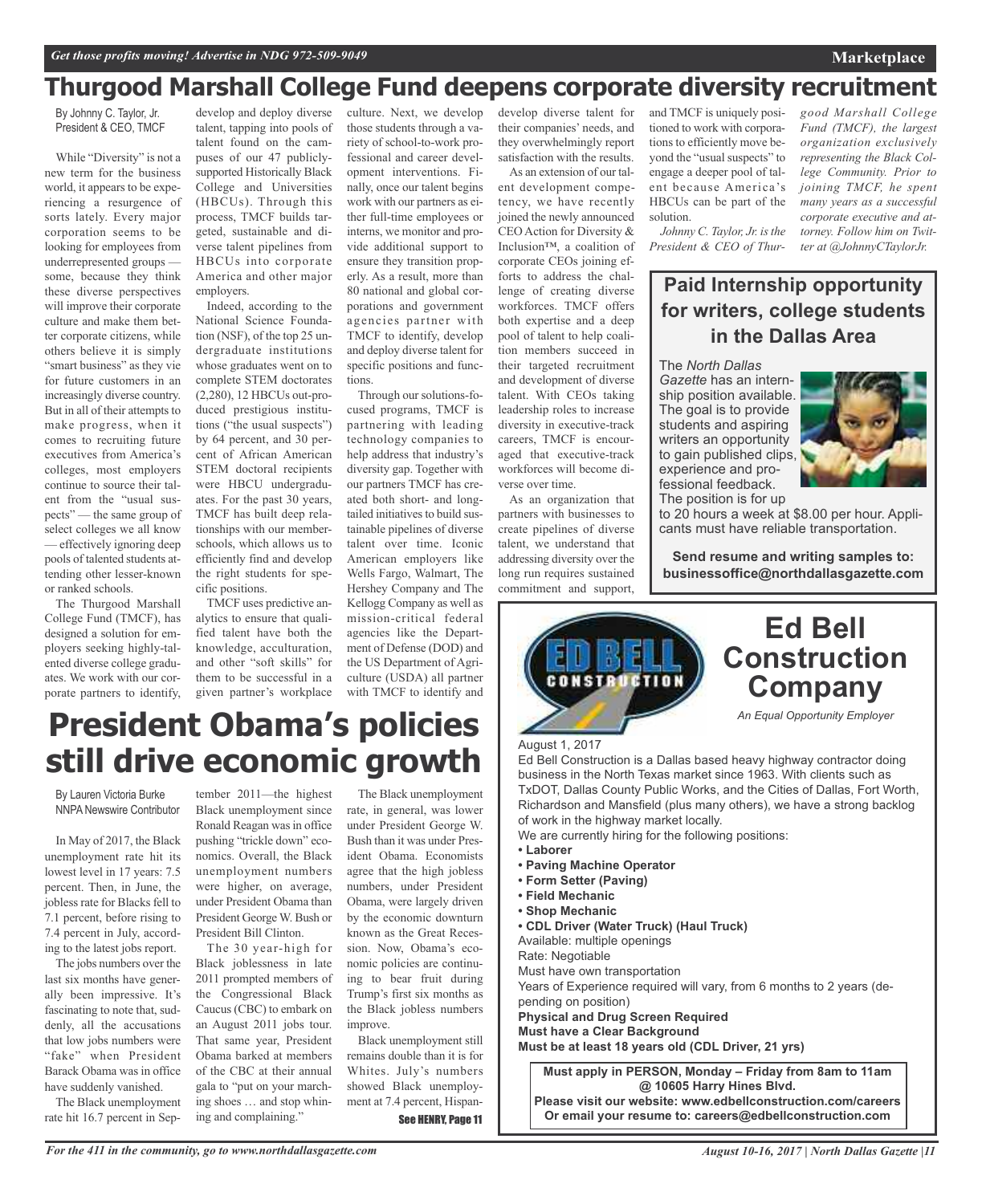# Thurgood Marshall College Fund deepens corporate diversity recruitment

By Johnny C. Taylor, Jr.
President & CEO, TMCF

While "Diversity" is not a new term for the business world, it appears to be experiencing a resurgence of sorts lately. Every major corporation seems to be looking for employees from underrepresented groups — some, because they think these diverse perspectives will improve their corporate culture and make them better corporate citizens, while others believe it is simply "smart business" as they vie for future customers in an increasingly diverse country. But in all of their attempts to make progress, when it comes to recruiting future executives from America's colleges, most employers continue to source their talent from the "usual suspects" — the same group of select colleges we all know — effectively ignoring deep pools of talented students attending other lesser-known or ranked schools.

The Thurgood Marshall College Fund (TMCF), has designed a solution for employers seeking highly-talented diverse college graduates. We work with our corporate partners to identify, develop and deploy diverse talent, tapping into pools of talent found on the campuses of our 47 publicly-supported Historically Black College and Universities (HBCUs). Through this process, TMCF builds targeted, sustainable and diverse talent pipelines from HBCUs into corporate America and other major employers.

Indeed, according to the National Science Foundation (NSF), of the top 25 undergraduate institutions whose graduates went on to complete STEM doctorates (2,280), 12 HBCUs out-produced prestigious institutions ("the usual suspects") by 64 percent, and 30 percent of African American STEM doctoral recipients were HBCU undergraduates. For the past 30 years, TMCF has built deep relationships with our member-schools, which allows us to efficiently find and develop the right students for specific positions.

TMCF uses predictive analytics to ensure that qualified talent have both the knowledge, acculturation, and other "soft skills" for them to be successful in a given partner's workplace culture. Next, we develop those students through a variety of school-to-work professional and career development interventions. Finally, once our talent begins work with our partners as either full-time employees or interns, we monitor and provide additional support to ensure they transition properly. As a result, more than 80 national and global corporations and government agencies partner with TMCF to identify, develop and deploy diverse talent for specific positions and functions.

Through our solutions-focused programs, TMCF is partnering with leading technology companies to help address that industry's diversity gap. Together with our partners TMCF has created both short- and long-tailed initiatives to build sustainable pipelines of diverse talent over time. Iconic American employers like Wells Fargo, Walmart, The Hershey Company and The Kellogg Company as well as mission-critical federal agencies like the Department of Defense (DOD) and the US Department of Agriculture (USDA) all partner with TMCF to identify and develop diverse talent for their companies' needs, and they overwhelmingly report satisfaction with the results.

As an extension of our talent development competency, we have recently joined the newly announced CEO Action for Diversity & Inclusion™, a coalition of corporate CEOs joining efforts to address the challenge of creating diverse workforces. TMCF offers both expertise and a deep pool of talent to help coalition members succeed in their targeted recruitment and development of diverse talent. With CEOs taking leadership roles to increase diversity in executive-track careers, TMCF is encouraged that executive-track workforces will become diverse over time.

As an organization that partners with businesses to create pipelines of diverse talent, we understand that addressing diversity over the long run requires sustained commitment and support, and TMCF is uniquely positioned to work with corporations to efficiently move beyond the "usual suspects" to engage a deeper pool of talent because America's HBCUs can be part of the solution.

*Johnny C. Taylor, Jr. is the President & CEO of Thurgood Marshall College Fund (TMCF), the largest organization exclusively representing the Black College Community. Prior to joining TMCF, he spent many years as a successful corporate executive and attorney. Follow him on Twitter at @JohnnyCTaylorJr.*

## Paid Internship opportunity for writers, college students in the Dallas Area

The *North Dallas Gazette* has an internship position available. The goal is to provide students and aspiring writers an opportunity to gain published clips, experience and professional feedback. The position is for up to 20 hours a week at $8.00 per hour. Applicants must have reliable transportation.

**Send resume and writing samples to: businessoffice@northdallasgazette.com**

# President Obama's policies still drive economic growth

By Lauren Victoria Burke
NNPA Newswire Contributor

In May of 2017, the Black unemployment rate hit its lowest level in 17 years: 7.5 percent. Then, in June, the jobless rate for Blacks fell to 7.1 percent, before rising to 7.4 percent in July, according to the latest jobs report.

The jobs numbers over the last six months have generally been impressive. It's fascinating to note that, suddenly, all the accusations that low jobs numbers were "fake" when President Barack Obama was in office have suddenly vanished.

The Black unemployment rate hit 16.7 percent in September 2011—the highest Black unemployment since Ronald Reagan was in office pushing "trickle down" economics. Overall, the Black unemployment numbers were higher, on average, under President Obama than President George W. Bush or President Bill Clinton.

The 30 year-high for Black joblessness in late 2011 prompted members of the Congressional Black Caucus (CBC) to embark on an August 2011 jobs tour. That same year, President Obama barked at members of the CBC at their annual gala to "put on your marching shoes … and stop whining and complaining."

The Black unemployment rate, in general, was lower under President George W. Bush than it was under President Obama. Economists agree that the high jobless numbers, under President Obama, were largely driven by the economic downturn known as the Great Recession. Now, Obama's economic policies are continuing to bear fruit during Trump's first six months as the Black jobless numbers improve.

Black unemployment still remains double than it is for Whites. July's numbers showed Black unemployment at 7.4 percent, Hispan-

See HENRY, Page 11

## Ed Bell Construction Company

*An Equal Opportunity Employer*

August 1, 2017

Ed Bell Construction is a Dallas based heavy highway contractor doing business in the North Texas market since 1963. With clients such as TxDOT, Dallas County Public Works, and the Cities of Dallas, Fort Worth, Richardson and Mansfield (plus many others), we have a strong backlog of work in the highway market locally.

We are currently hiring for the following positions:

- **Laborer**
- **Paving Machine Operator**
- **Form Setter (Paving)**
- **Field Mechanic**
- **Shop Mechanic**
- **CDL Driver (Water Truck) (Haul Truck)**

Available: multiple openings
Rate: Negotiable
Must have own transportation
Years of Experience required will vary, from 6 months to 2 years (depending on position)
**Physical and Drug Screen Required**
**Must have a Clear Background**
**Must be at least 18 years old (CDL Driver, 21 yrs)**

**Must apply in PERSON, Monday – Friday from 8am to 11am @ 10605 Harry Hines Blvd.**
**Please visit our website: www.edbellconstruction.com/careers**
**Or email your resume to: careers@edbellconstruction.com**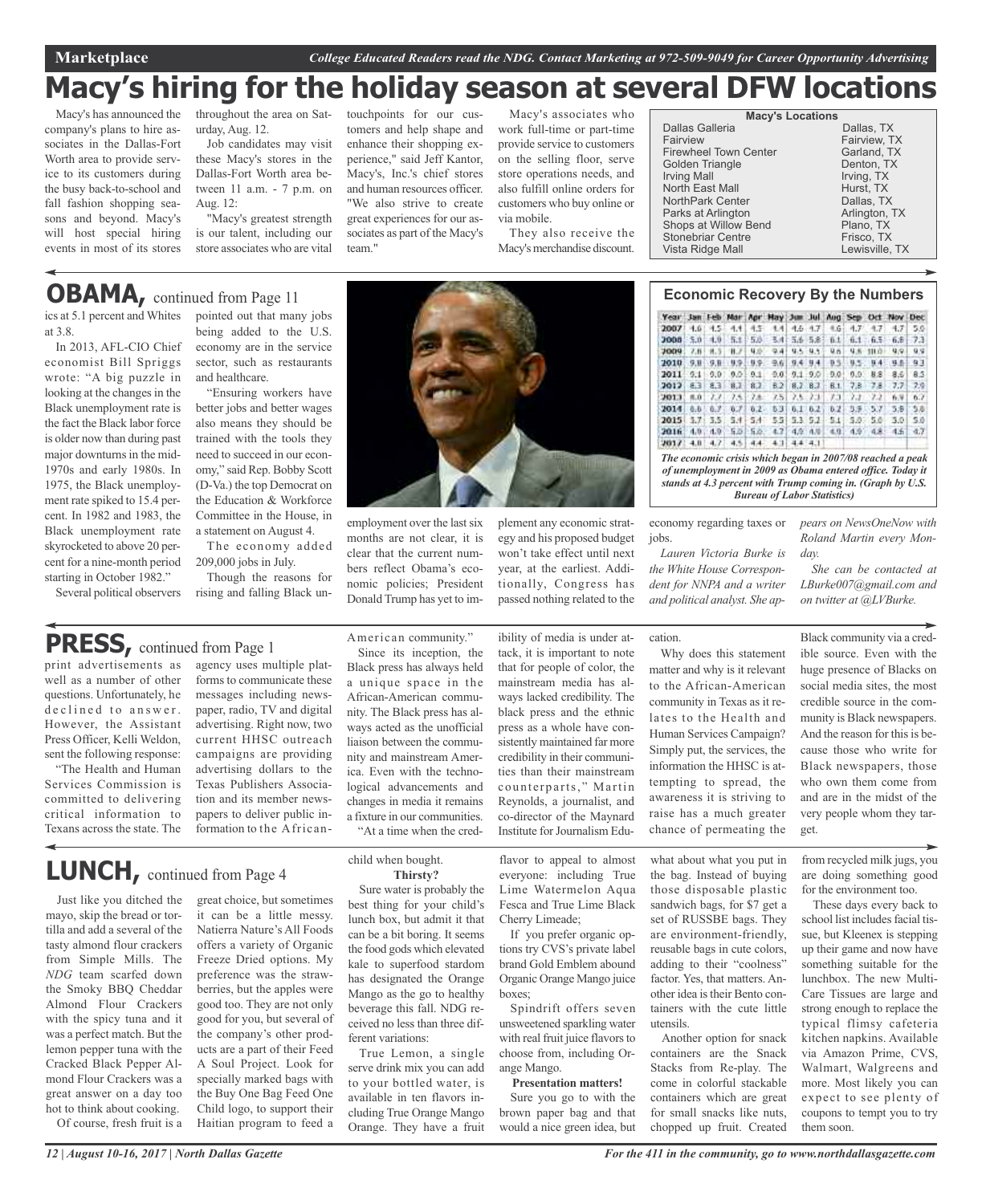Marketplace — *College Educated Readers read the NDG. Contact Marketing at 972-509-9049 for Career Opportunity Advertising*

# Macy's hiring for the holiday season at several DFW locations

Macy's has announced the company's plans to hire associates in the Dallas-Fort Worth area to provide service to its customers during the busy back-to-school and fall fashion shopping seasons and beyond. Macy's will host special hiring events in most of its stores throughout the area on Saturday, Aug. 12.

Job candidates may visit these Macy's stores in the Dallas-Fort Worth area between 11 a.m. - 7 p.m. on Aug. 12:

"Macy's greatest strength is our talent, including our store associates who are vital touchpoints for our customers and help shape and enhance their shopping experience," said Jeff Kantor, Macy's, Inc.'s chief stores and human resources officer. "We also strive to create great experiences for our associates as part of the Macy's team."

Macy's associates who work full-time or part-time provide service to customers on the selling floor, serve store operations needs, and also fulfill online orders for customers who buy online or via mobile.

They also receive the Macy's merchandise discount.

| Macy's Locations | |
|---|---|
| Dallas Galleria | Dallas, TX |
| Fairview | Fairview, TX |
| Firewheel Town Center | Garland, TX |
| Golden Triangle | Denton, TX |
| Irving Mall | Irving, TX |
| North East Mall | Hurst, TX |
| NorthPark Center | Dallas, TX |
| Parks at Arlington | Arlington, TX |
| Shops at Willow Bend | Plano, TX |
| Stonebriar Centre | Frisco, TX |
| Vista Ridge Mall | Lewisville, TX |

## OBAMA, continued from Page 11

ics at 5.1 percent and Whites at 3.8.

In 2013, AFL-CIO Chief economist Bill Spriggs wrote: "A big puzzle in looking at the changes in the Black unemployment rate is the fact the Black labor force is older now than during past major downturns in the mid-1970s and early 1980s. In 1975, the Black unemployment rate spiked to 15.4 percent. In 1982 and 1983, the Black unemployment rate skyrocketed to above 20 percent for a nine-month period starting in October 1982."

Several political observers pointed out that many jobs being added to the U.S. economy are in the service sector, such as restaurants and healthcare.

"Ensuring workers have better jobs and better wages also means they should be trained with the tools they need to succeed in our economy," said Rep. Bobby Scott (D-Va.) the top Democrat on the Education & Workforce Committee in the House, in a statement on August 4.

The economy added 209,000 jobs in July.

Though the reasons for rising and falling Black unemployment over the last six months are not clear, it is clear that the current numbers reflect Obama's economic policies; President Donald Trump has yet to implement any economic strategy and his proposed budget won't take effect until next year, at the earliest. Additionally, Congress has passed nothing related to the economy regarding taxes or jobs.

*Lauren Victoria Burke is the White House Correspondent for NNPA and a writer and political analyst. She appears on NewsOneNow with Roland Martin every Monday.*

*She can be contacted at LBurke007@gmail.com and on twitter at @LVBurke.*

### Economic Recovery By the Numbers

| Year | Jan | Feb | Mar | Apr | May | Jun | Jul | Aug | Sep | Oct | Nov | Dec |
|---|---|---|---|---|---|---|---|---|---|---|---|---|
| 2007 | 4.6 | 4.5 | 4.4 | 4.5 | 4.4 | 4.6 | 4.7 | 4.6 | 4.7 | 4.7 | 4.7 | 5.0 |
| 2008 | 5.0 | 4.9 | 5.1 | 5.0 | 5.4 | 5.6 | 5.8 | 6.1 | 6.1 | 6.5 | 6.8 | 7.3 |
| 2009 | 7.8 | 8.3 | 8.7 | 9.0 | 9.4 | 9.5 | 9.5 | 9.6 | 9.8 | 10.0 | 9.9 | 9.9 |
| 2010 | 9.8 | 9.8 | 9.9 | 9.9 | 9.6 | 9.4 | 9.4 | 9.5 | 9.5 | 9.4 | 9.8 | 9.3 |
| 2011 | 9.1 | 9.0 | 9.0 | 9.1 | 9.0 | 9.1 | 9.0 | 9.0 | 9.0 | 8.8 | 8.6 | 8.5 |
| 2012 | 8.3 | 8.3 | 8.2 | 8.2 | 8.2 | 8.2 | 8.2 | 8.1 | 7.8 | 7.8 | 7.7 | 7.9 |
| 2013 | 8.0 | 7.7 | 7.5 | 7.6 | 7.5 | 7.5 | 7.3 | 7.3 | 7.2 | 7.2 | 6.9 | 6.7 |
| 2014 | 6.6 | 6.7 | 6.7 | 6.2 | 6.3 | 6.1 | 6.2 | 6.2 | 5.9 | 5.7 | 5.8 | 5.6 |
| 2015 | 5.7 | 5.5 | 5.4 | 5.4 | 5.5 | 5.3 | 5.2 | 5.1 | 5.0 | 5.0 | 5.0 | 5.0 |
| 2016 | 4.9 | 4.9 | 5.0 | 5.0 | 4.7 | 4.9 | 4.9 | 4.9 | 4.9 | 4.8 | 4.6 | 4.7 |
| 2017 | 4.8 | 4.7 | 4.5 | 4.4 | 4.3 | 4.4 | 4.3 | | | | | |

*The economic crisis which began in 2007/08 reached a peak of unemployment in 2009 as Obama entered office. Today it stands at 4.3 percent with Trump coming in. (Graph by U.S. Bureau of Labor Statistics)*

## PRESS, continued from Page 1

print advertisements as well as a number of other questions. Unfortunately, he declined to answer. However, the Assistant Press Officer, Kelli Weldon, sent the following response:

"The Health and Human Services Commission is committed to delivering critical information to Texans across the state. The agency uses multiple platforms to communicate these messages including newspaper, radio, TV and digital advertising. Right now, two current HHSC outreach campaigns are providing advertising dollars to the Texas Publishers Association and its member newspapers to deliver public information to the African-American community."

Since its inception, the Black press has always held a unique space in the African-American community. The Black press has always acted as the unofficial liaison between the community and mainstream America. Even with the technological advancements and changes in media it remains a fixture in our communities.

"At a time when the credibility of media is under attack, it is important to note that for people of color, the mainstream media has always lacked credibility. The black press and the ethnic press as a whole have consistently maintained far more credibility in their communities than their mainstream counterparts," Martin Reynolds, a journalist, and co-director of the Maynard Institute for Journalism Education.

Why does this statement matter and why is it relevant to the African-American community in Texas as it relates to the Health and Human Services Campaign? Simply put, the services, the information the HHSC is attempting to spread, the awareness it is striving to raise has a much greater chance of permeating the Black community via a credible source. Even with the huge presence of Blacks on social media sites, the most credible source in the community is Black newspapers. And the reason for this is because those who write for Black newspapers, those who own them come from and are in the midst of the very people whom they target.

## LUNCH, continued from Page 4

Just like you ditched the mayo, skip the bread or tortilla and add a several of the tasty almond flour crackers from Simple Mills. The *NDG* team scarfed down the Smoky BBQ Cheddar Almond Flour Crackers with the spicy tuna and it was a perfect match. But the lemon pepper tuna with the Cracked Black Pepper Almond Flour Crackers was a great answer on a day too hot to think about cooking.

Of course, fresh fruit is a great choice, but sometimes it can be a little messy. Natierra Nature's All Foods offers a variety of Organic Freeze Dried options. My preference was the strawberries, but the apples were good too. They are not only good for you, but several of the company's other products are a part of their Feed A Soul Project. Look for specially marked bags with the Buy One Bag Feed One Child logo, to support their Haitian program to feed a child when bought.

**Thirsty?**

Sure water is probably the best thing for your child's lunch box, but admit it that can be a bit boring. It seems the food gods which elevated kale to superfood stardom has designated the Orange Mango as the go to healthy beverage this fall. NDG received no less than three different variations:

True Lemon, a single serve drink mix you can add to your bottled water, is available in ten flavors including True Orange Mango Orange. They have a fruit flavor to appeal to almost everyone: including True Lime Watermelon Aqua Fesca and True Lime Black Cherry Limeade;

If you prefer organic options try CVS's private label brand Gold Emblem abound Organic Orange Mango juice boxes;

Spindrift offers seven unsweetened sparkling water with real fruit juice flavors to choose from, including Orange Mango.

**Presentation matters!**

Sure you go to with the brown paper bag and that would a nice green idea, but what about what you put in the bag. Instead of buying those disposable plastic sandwich bags, for $7 get a set of RUSSBE bags. They are environment-friendly, reusable bags in cute colors, adding to their "coolness" factor. Yes, that matters. Another idea is their Bento containers with the cute little utensils.

Another option for snack containers are the Snack Stacks from Re-play. The come in colorful stackable containers which are great for small snacks like nuts, chopped up fruit. Created from recycled milk jugs, you are doing something good for the environment too.

These days every back to school list includes facial tissue, but Kleenex is stepping up their game and now have something suitable for the lunchbox. The new Multi-Care Tissues are large and strong enough to replace the typical flimsy cafeteria kitchen napkins. Available via Amazon Prime, CVS, Walmart, Walgreens and more. Most likely you can expect to see plenty of coupons to tempt you to try them soon.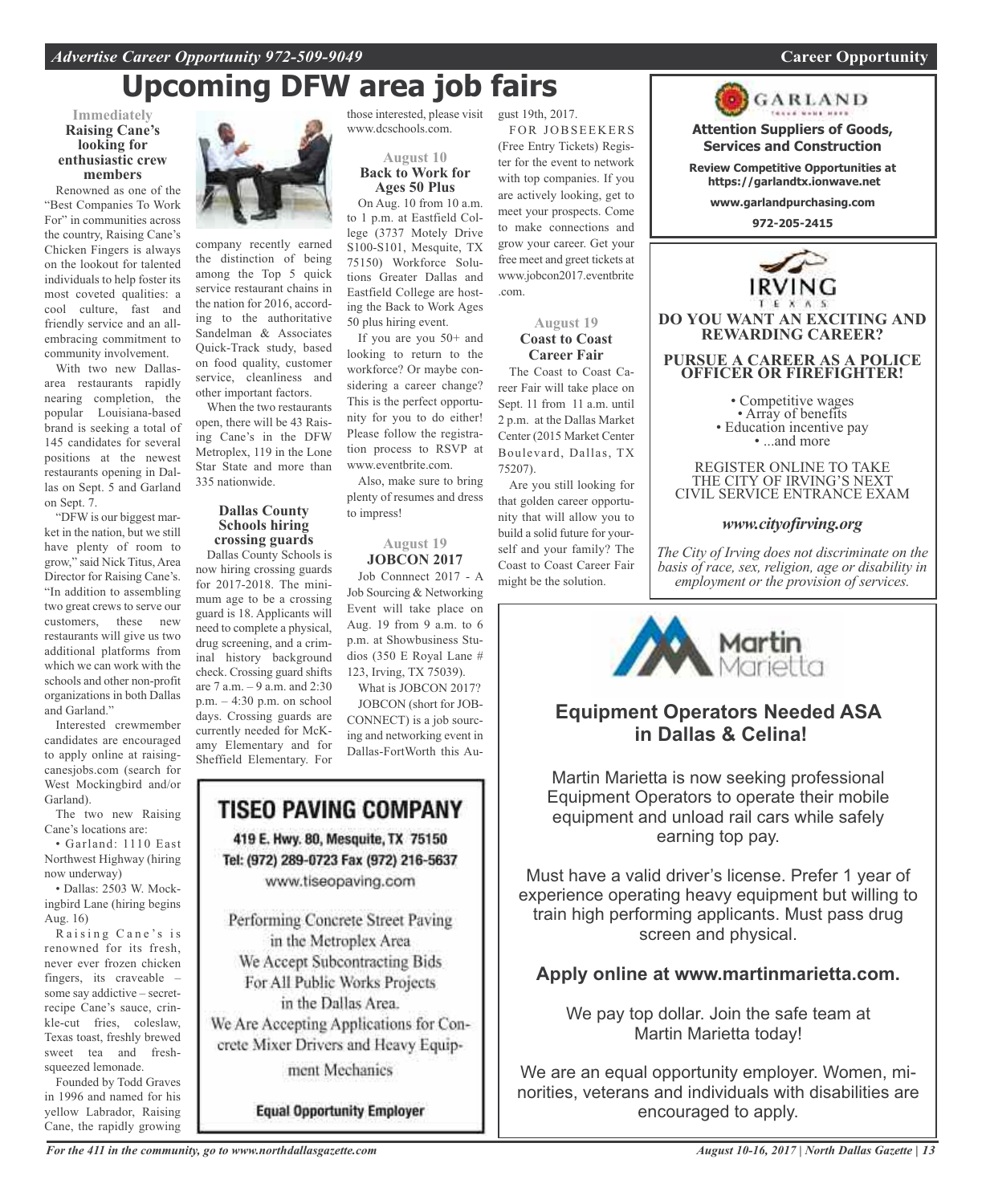# Upcoming DFW area job fairs

### Immediately

**Raising Cane's looking for enthusiastic crew members**

Renowned as one of the "Best Companies To Work For" in communities across the country, Raising Cane's Chicken Fingers is always on the lookout for talented individuals to help foster its most coveted qualities: a cool culture, fast and friendly service and an all-embracing commitment to community involvement.

With two new Dallas-area restaurants rapidly nearing completion, the popular Louisiana-based brand is seeking a total of 145 candidates for several positions at the newest restaurants opening in Dallas on Sept. 5 and Garland on Sept. 7.

"DFW is our biggest market in the nation, but we still have plenty of room to grow," said Nick Titus, Area Director for Raising Cane's. "In addition to assembling two great crews to serve our customers, these new restaurants will give us two additional platforms from which we can work with the schools and other non-profit organizations in both Dallas and Garland."

Interested crewmember candidates are encouraged to apply online at raisingcanesjobs.com (search for West Mockingbird and/or Garland).

The two new Raising Cane's locations are:

- Garland: 1110 East Northwest Highway (hiring now underway)
- Dallas: 2503 W. Mockingbird Lane (hiring begins Aug. 16)

Raising Cane's is renowned for its fresh, never ever frozen chicken fingers, its craveable – some say addictive – secret-recipe Cane's sauce, crinkle-cut fries, coleslaw, Texas toast, freshly brewed sweet tea and fresh-squeezed lemonade.

Founded by Todd Graves in 1996 and named for his yellow Labrador, Raising Cane, the rapidly growing company recently earned the distinction of being among the Top 5 quick service restaurant chains in the nation for 2016, according to the authoritative Sandelman & Associates Quick-Track study, based on food quality, customer service, cleanliness and other important factors.

When the two restaurants open, there will be 43 Raising Cane's in the DFW Metroplex, 119 in the Lone Star State and more than 335 nationwide.

**Dallas County Schools hiring crossing guards**

Dallas County Schools is now hiring crossing guards for 2017-2018. The minimum age to be a crossing guard is 18. Applicants will need to complete a physical, drug screening, and a criminal history background check. Crossing guard shifts are 7 a.m. – 9 a.m. and 2:30 p.m. – 4:30 p.m. on school days. Crossing guards are currently needed for McKamy Elementary and for Sheffield Elementary. For those interested, please visit www.dcschools.com.

### August 10

**Back to Work for Ages 50 Plus**

On Aug. 10 from 10 a.m. to 1 p.m. at Eastfield College (3737 Motely Drive S100-S101, Mesquite, TX 75150) Workforce Solutions Greater Dallas and Eastfield College are hosting the Back to Work Ages 50 plus hiring event.

If you are you 50+ and looking to return to the workforce? Or maybe considering a career change? This is the perfect opportunity for you to do either! Please follow the registration process to RSVP at www.eventbrite.com.

Also, make sure to bring plenty of resumes and dress to impress!

### August 19

**JOBCON 2017**

Job Connnect 2017 - A Job Sourcing & Networking Event will take place on Aug. 19 from 9 a.m. to 6 p.m. at Showbusiness Studios (350 E Royal Lane # 123, Irving, TX 75039).

What is JOBCON 2017?

JOBCON (short for JOB-CONNECT) is a job sourcing and networking event in Dallas-FortWorth this August 19th, 2017.

FOR JOBSEEKERS (Free Entry Tickets) Register for the event to network with top companies. If you are actively looking, get to meet your prospects. Come to make connections and grow your career. Get your free meet and greet tickets at www.jobcon2017.eventbrite.com.

### August 19

**Coast to Coast Career Fair**

The Coast to Coast Career Fair will take place on Sept. 11 from 11 a.m. until 2 p.m. at the Dallas Market Center (2015 Market Center Boulevard, Dallas, TX 75207).

Are you still looking for that golden career opportunity that will allow you to build a solid future for yourself and your family? The Coast to Coast Career Fair might be the solution.

---

**TISEO PAVING COMPANY**

419 E. Hwy. 80, Mesquite, TX 75150
Tel: (972) 289-0723 Fax (972) 216-5637
www.tiseopaving.com

Performing Concrete Street Paving in the Metroplex Area
We Accept Subcontracting Bids For All Public Works Projects in the Dallas Area.
We Are Accepting Applications for Concrete Mixer Drivers and Heavy Equipment Mechanics

**Equal Opportunity Employer**

---

**GARLAND**

**Attention Suppliers of Goods, Services and Construction**

**Review Competitive Opportunities at https://garlandtx.ionwave.net**

**www.garlandpurchasing.com**

**972-205-2415**

---

**IRVING** TEXAS

**DO YOU WANT AN EXCITING AND REWARDING CAREER?**

**PURSUE A CAREER AS A POLICE OFFICER OR FIREFIGHTER!**

- Competitive wages
- Array of benefits
- Education incentive pay
- ...and more

REGISTER ONLINE TO TAKE THE CITY OF IRVING'S NEXT CIVIL SERVICE ENTRANCE EXAM

***www.cityofirving.org***

*The City of Irving does not discriminate on the basis of race, sex, religion, age or disability in employment or the provision of services.*

---

**Martin Marietta**

## Equipment Operators Needed ASA in Dallas & Celina!

Martin Marietta is now seeking professional Equipment Operators to operate their mobile equipment and unload rail cars while safely earning top pay.

Must have a valid driver's license. Prefer 1 year of experience operating heavy equipment but willing to train high performing applicants. Must pass drug screen and physical.

**Apply online at www.martinmarietta.com.**

We pay top dollar. Join the safe team at Martin Marietta today!

We are an equal opportunity employer. Women, minorities, veterans and individuals with disabilities are encouraged to apply.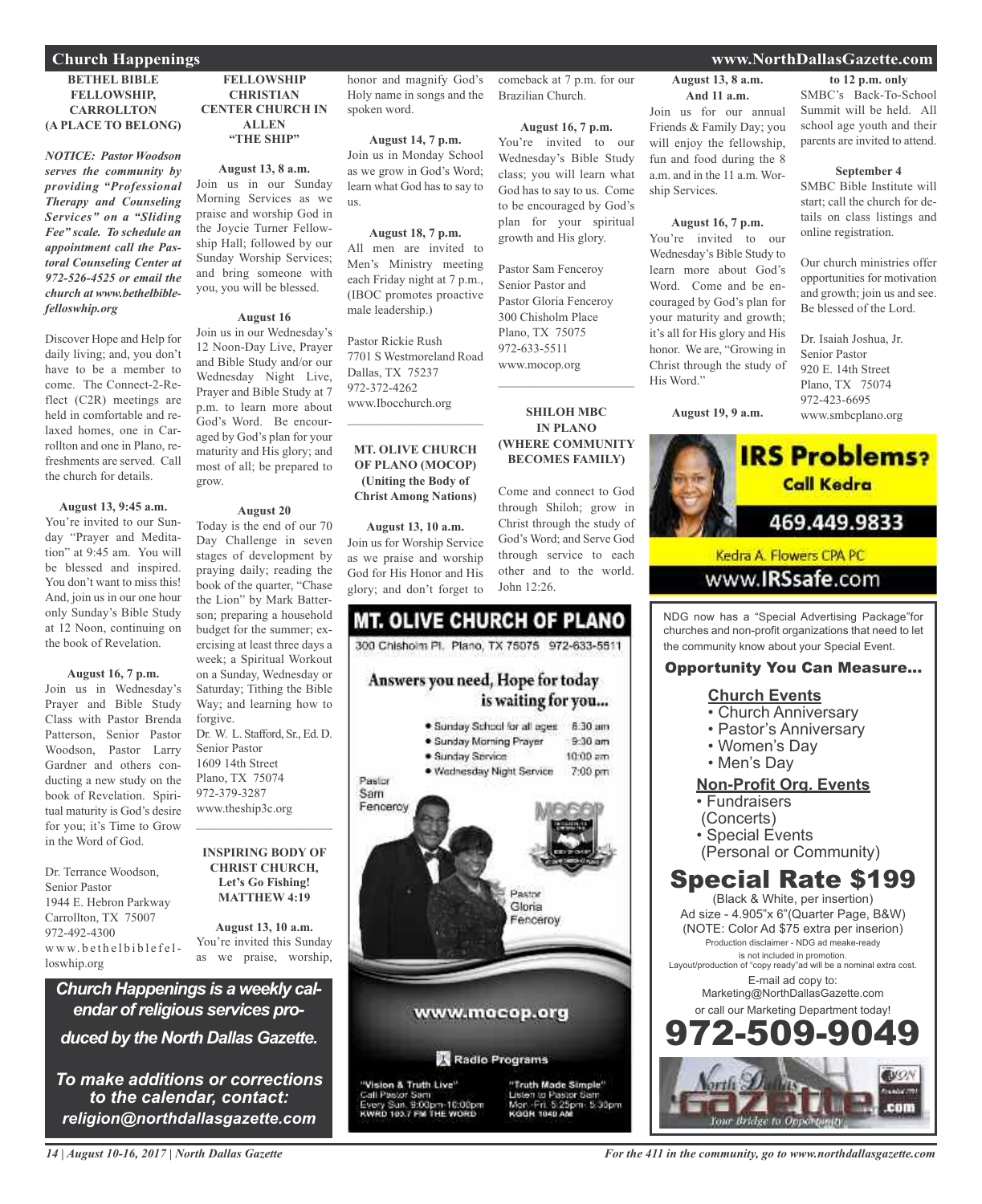## Church Happenings

### BETHEL BIBLE FELLOWSHIP, CARROLLTON (A PLACE TO BELONG)

***NOTICE: Pastor Woodson serves the community by providing "Professional Therapy and Counseling Services" on a "Sliding Fee" scale. To schedule an appointment call the Pastoral Counseling Center at 972-526-4525 or email the church at www.bethelbiblefelloswhip.org***

Discover Hope and Help for daily living; and, you don't have to be a member to come. The Connect-2-Reflect (C2R) meetings are held in comfortable and relaxed homes, one in Carrollton and one in Plano, refreshments are served. Call the church for details.

**August 13, 9:45 a.m.**
You're invited to our Sunday "Prayer and Meditation" at 9:45 am. You will be blessed and inspired. You don't want to miss this! And, join us in our one hour only Sunday's Bible Study at 12 Noon, continuing on the book of Revelation.

**August 16, 7 p.m.**
Join us in Wednesday's Prayer and Bible Study Class with Pastor Brenda Patterson, Senior Pastor Woodson, Pastor Larry Gardner and others conducting a new study on the book of Revelation. Spiritual maturity is God's desire for you; it's Time to Grow in the Word of God.

Dr. Terrance Woodson,
Senior Pastor
1944 E. Hebron Parkway
Carrollton, TX 75007
972-492-4300
www.bethelbiblefelloswhip.org

### FELLOWSHIP CHRISTIAN CENTER CHURCH IN ALLEN "THE SHIP"

**August 13, 8 a.m.**
Join us in our Sunday Morning Services as we praise and worship God in the Joycie Turner Fellowship Hall; followed by our Sunday Worship Services; and bring someone with you, you will be blessed.

**August 16**
Join us in our Wednesday's 12 Noon-Day Live, Prayer and Bible Study and/or our Wednesday Night Live, Prayer and Bible Study at 7 p.m. to learn more about God's Word. Be encouraged by God's plan for your maturity and His glory; and most of all; be prepared to grow.

**August 20**
Today is the end of our 70 Day Challenge in seven stages of development by praying daily; reading the book of the quarter, "Chase the Lion" by Mark Batterson; preparing a household budget for the summer; exercising at least three days a week; a Spiritual Workout on a Sunday, Wednesday or Saturday; Tithing the Bible Way; and learning how to forgive.

Dr. W. L. Stafford, Sr., Ed. D.
Senior Pastor
1609 14th Street
Plano, TX 75074
972-379-3287
www.theship3c.org

---

### INSPIRING BODY OF CHRIST CHURCH, Let's Go Fishing! MATTHEW 4:19

**August 13, 10 a.m.**
You're invited this Sunday as we praise, worship, honor and magnify God's Holy name in songs and the spoken word.

**August 14, 7 p.m.**
Join us in Monday School as we grow in God's Word; learn what God has to say to us.

**August 18, 7 p.m.**
All men are invited to Men's Ministry meeting each Friday night at 7 p.m., (IBOC promotes proactive male leadership.)

Pastor Rickie Rush
7701 S Westmoreland Road
Dallas, TX 75237
972-372-4262
www.Ibocchurch.org

---

### MT. OLIVE CHURCH OF PLANO (MOCOP) (Uniting the Body of Christ Among Nations)

**August 13, 10 a.m.**
Join us for Worship Service as we praise and worship God for His Honor and His glory; and don't forget to comeback at 7 p.m. for our Brazilian Church.

**August 16, 7 p.m.**
You're invited to our Wednesday's Bible Study class; you will learn what God has to say to us. Come to be encouraged by God's plan for your spiritual growth and His glory.

Pastor Sam Fenceroy
Senior Pastor and
Pastor Gloria Fenceroy
300 Chisholm Place
Plano, TX 75075
972-633-5511
www.mocop.org

---

### SHILOH MBC IN PLANO (WHERE COMMUNITY BECOMES FAMILY)

Come and connect to God through Shiloh; grow in Christ through the study of God's Word; and Serve God through service to each other and to the world. John 12:26.

**August 13, 8 a.m. And 11 a.m.**
Join us for our annual Friends & Family Day; you will enjoy the fellowship, fun and food during the 8 a.m. and in the 11 a.m. Worship Services.

**August 16, 7 p.m.**
You're invited to our Wednesday's Bible Study to learn more about God's Word. Come and be encouraged by God's plan for your maturity and growth; it's all for His glory and His honor. We are, "Growing in Christ through the study of His Word."

**August 19, 9 a.m. to 12 p.m. only**
SMBC's Back-To-School Summit will be held. All school age youth and their parents are invited to attend.

**September 4**
SMBC Bible Institute will start; call the church for details on class listings and online registration.

Our church ministries offer opportunities for motivation and growth; join us and see. Be blessed of the Lord.

Dr. Isaiah Joshua, Jr.
Senior Pastor
920 E. 14th Street
Plano, TX 75074
972-423-6695
www.smbcplano.org

---

***Church Happenings is a weekly calendar of religious services produced by the North Dallas Gazette.***

***To make additions or corrections to the calendar, contact: religion@northdallasgazette.com***

---

**MT. OLIVE CHURCH OF PLANO**
300 Chishoim Pl. Plano, TX 75075 972-633-5511

Answers you need, Hope for today is waiting for you...

- Sunday School for all ages 8:30 am
- Sunday Morning Prayer 9:30 am
- Sunday Service 10:00 am
- Wednesday Night Service 7:00 pm

Pastor Sam Fenceroy
Pastor Gloria Fenceroy

www.mocop.org

Radio Programs

"Vision & Truth Live" Call Pastor Sam Every Sun. 9:00pm-10:00pm KWRD 100.7 FM THE WORD

"Truth Made Simple" Listen to Pastor Sam Mon.-Fri. 5:25pm-5:30pm KGGR 1040 AM

---

**IRS Problems? Call Kedra**
469.449.9833
Kedra A. Flowers CPA PC
www.IRSsafe.com

---

NDG now has a "Special Advertising Package"for churches and non-profit organizations that need to let the community know about your Special Event.

**Opportunity You Can Measure...**

**Church Events**
- Church Anniversary
- Pastor's Anniversary
- Women's Day
- Men's Day

**Non-Profit Org. Events**
- Fundraisers (Concerts)
- Special Events (Personal or Community)

**Special Rate $199**
(Black & White, per insertion)
Ad size - 4.905"x 6"(Quarter Page, B&W)
(NOTE: Color Ad $75 extra per inserion)
Production disclaimer - NDG ad meake-ready is not included in promotion.
Layout/production of "copy ready"ad will be a nominal extra cost.
E-mail ad copy to:
Marketing@NorthDallasGazette.com
or call our Marketing Department today!
**972-509-9049**

North Dallas Gazette .com — Your Bridge to Opportunity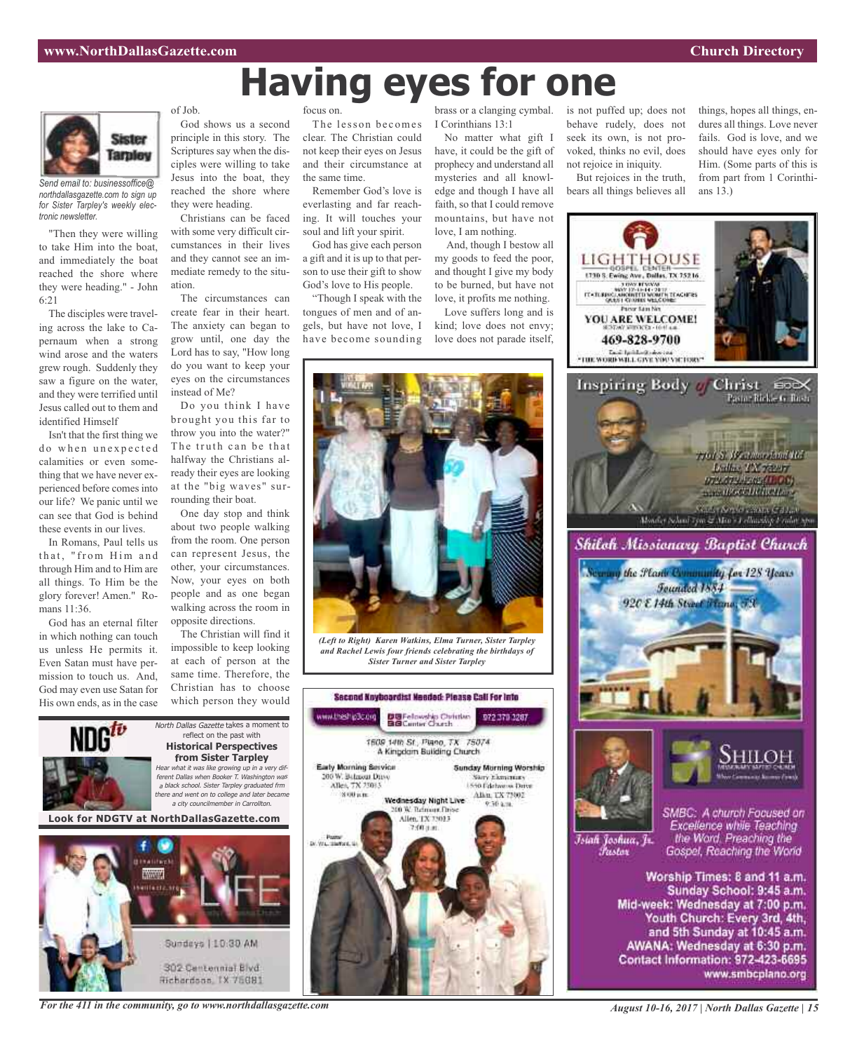# Having eyes for one

*Send email to: businessoffice@northdallasgazette.com to sign up for Sister Tarpley's weekly electronic newsletter.*

"Then they were willing to take Him into the boat, and immediately the boat reached the shore where they were heading." - John 6:21

The disciples were traveling across the lake to Capernaum when a strong wind arose and the waters grew rough. Suddenly they saw a figure on the water, and they were terrified until Jesus called out to them and identified Himself

Isn't that the first thing we do when unexpected calamities or even something that we have never experienced before comes into our life? We panic until we can see that God is behind these events in our lives.

In Romans, Paul tells us that, "from Him and through Him and to Him are all things. To Him be the glory forever! Amen." Romans 11:36.

God has an eternal filter in which nothing can touch us unless He permits it. Even Satan must have permission to touch us. And, God may even use Satan for His own ends, as in the case of Job.

God shows us a second principle in this story. The Scriptures say when the disciples were willing to take Jesus into the boat, they reached the shore where they were heading.

Christians can be faced with some very difficult circumstances in their lives and they cannot see an immediate remedy to the situation.

The circumstances can create fear in their heart. The anxiety can began to grow until, one day the Lord has to say, "How long do you want to keep your eyes on the circumstances instead of Me?

Do you think I have brought you this far to throw you into the water?" The truth can be that halfway the Christians already have their eyes are looking at the "big waves" surrounding their boat.

One day stop and think about two people walking from the room. One person can represent Jesus, the other, your circumstances. Now, your eyes on both people and as one began walking across the room in opposite directions.

The Christian will find it impossible to keep looking at each of person at the same time. Therefore, the Christian has to choose which person they would focus on.

The lesson becomes clear. The Christian could not keep their eyes on Jesus and their circumstance at the same time.

Remember God's love is everlasting and far reaching. It will touches your soul and lift your spirit.

God has give each person a gift and it is up to that person to use their gift to show God's love to His people.

"Though I speak with the tongues of men and of angels, but have not love, I have become sounding brass or a clanging cymbal. I Corinthians 13:1

No matter what gift I have, it could be the gift of prophecy and understand all mysteries and all knowledge and though I have all faith, so that I could remove mountains, but have not love, I am nothing.

And, though I bestow all my goods to feed the poor, and thought I give my body to be burned, but have not love, it profits me nothing.

Love suffers long and is kind; love does not envy; love does not parade itself, is not puffed up; does not behave rudely, does not seek its own, is not provoked, thinks no evil, does not rejoice in iniquity.

But rejoices in the truth, bears all things believes all things, hopes all things, endures all things. Love never fails. God is love, and we should have eyes only for Him. (Some parts of this is from part from 1 Corinthians 13.)

*(Left to Right) Karen Watkins, Elma Turner, Sister Tarpley and Rachel Lewis four friends celebrating the birthdays of Sister Turner and Sister Tarpley*

*North Dallas Gazette* takes a moment to reflect on the past with
**Historical Perspectives from Sister Tarpley**
*Hear what it was like growing up in a very different Dallas when when Booker T. Washington was a black school. Sister Tarpley graduated frm there and went on to college and later became a city councilmember in Carrollton.*
**Look for NDGTV at NorthDallasGazette.com**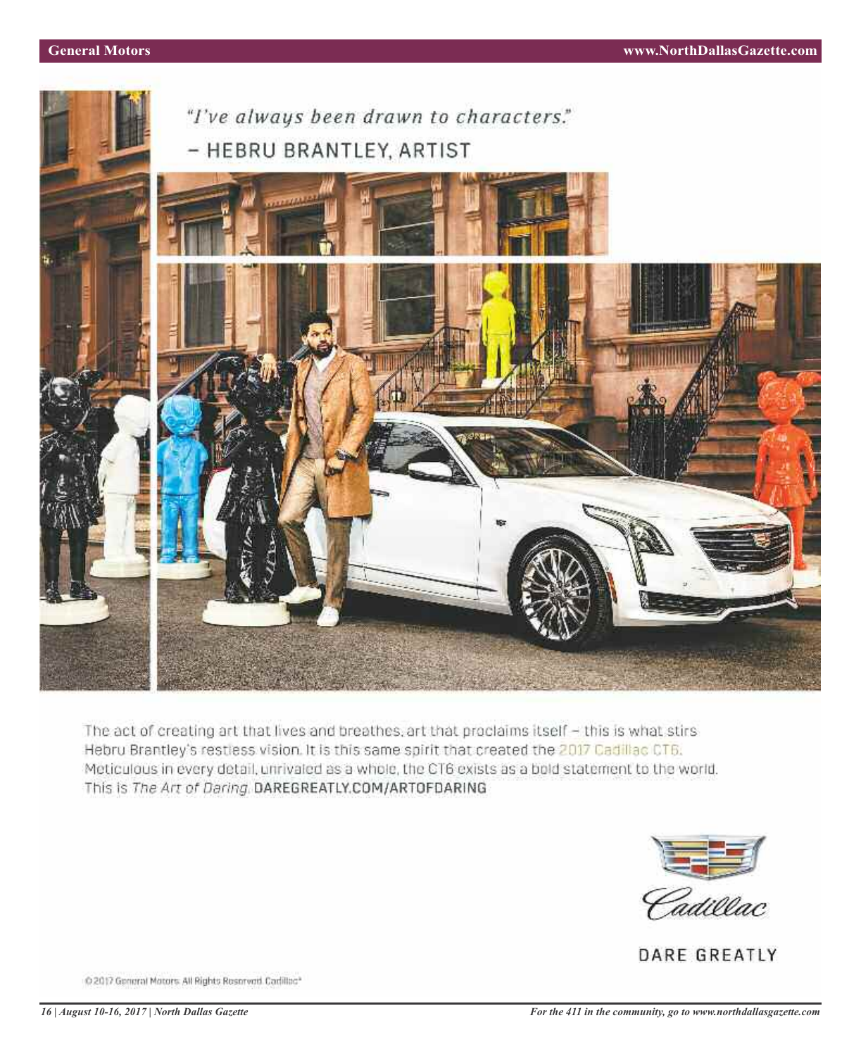"I've always been drawn to characters."

– HEBRU BRANTLEY, ARTIST

The act of creating art that lives and breathes, art that proclaims itself – this is what stirs Hebru Brantley's restless vision. It is this same spirit that created the 2017 Cadillac CT6. Meticulous in every detail, unrivaled as a whole, the CT6 exists as a bold statement to the world. This is *The Art of Daring*. DAREGREATLY.COM/ARTOFDARING

Cadillac

DARE GREATLY

©2017 General Motors. All Rights Reserved. Cadillac®